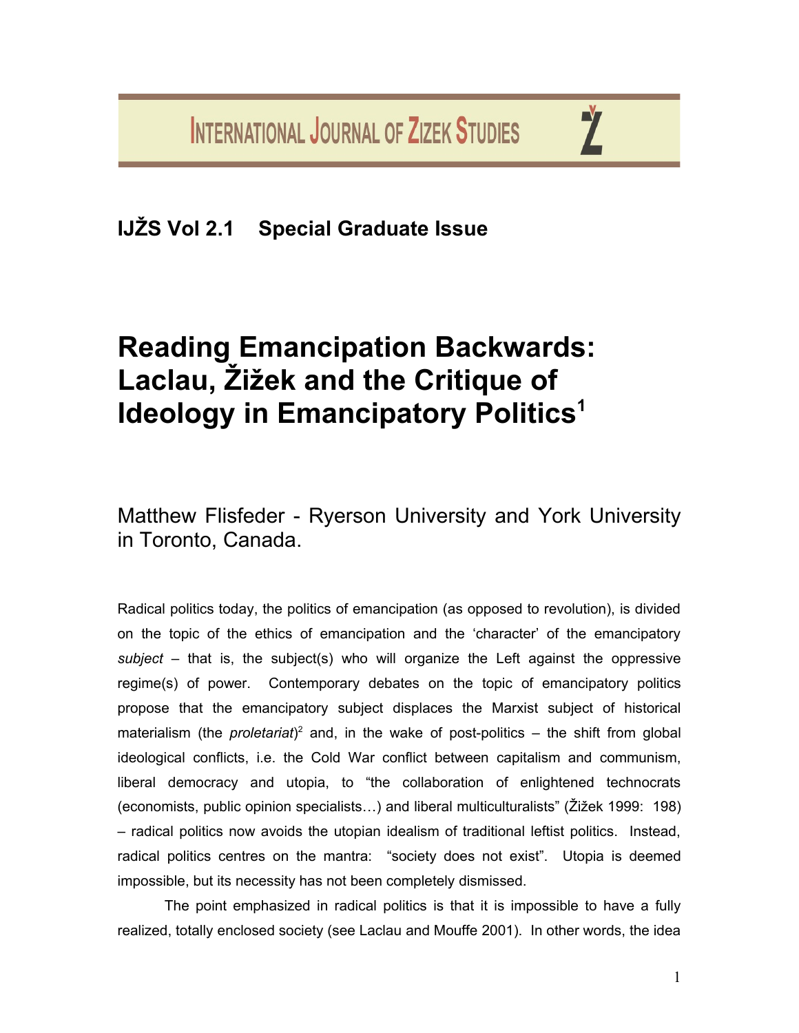IJŽS Vol 2.1 Special Graduate Issue

# Reading Emancipation Backwards: Laclau, Žižek and the Critique of Ideology in Emancipatory Politics[1]

Matthew Flisfeder - Ryerson University and York University in Toronto, Canada.

Radical politics today, the politics of emancipation (as opposed to revolution), is divided on the topic of the ethics of emancipation and the 'character' of the emancipatory *subject* – that is, the subject(s) who will organize the Left against the oppressive regime(s) of power. Contemporary debates on the topic of emancipatory politics propose that the emancipatory subject displaces the Marxist subject of historical materialism (the *proletariat*)[2] and, in the wake of post-politics – the shift from global ideological conflicts, i.e. the Cold War conflict between capitalism and communism, liberal democracy and utopia, to "the collaboration of enlightened technocrats (economists, public opinion specialists…) and liberal multiculturalists" (Žižek 1999: 198) – radical politics now avoids the utopian idealism of traditional leftist politics. Instead, radical politics centres on the mantra: "society does not exist". Utopia is deemed impossible, but its necessity has not been completely dismissed.

The point emphasized in radical politics is that it is impossible to have a fully realized, totally enclosed society (see Laclau and Mouffe 2001). In other words, the idea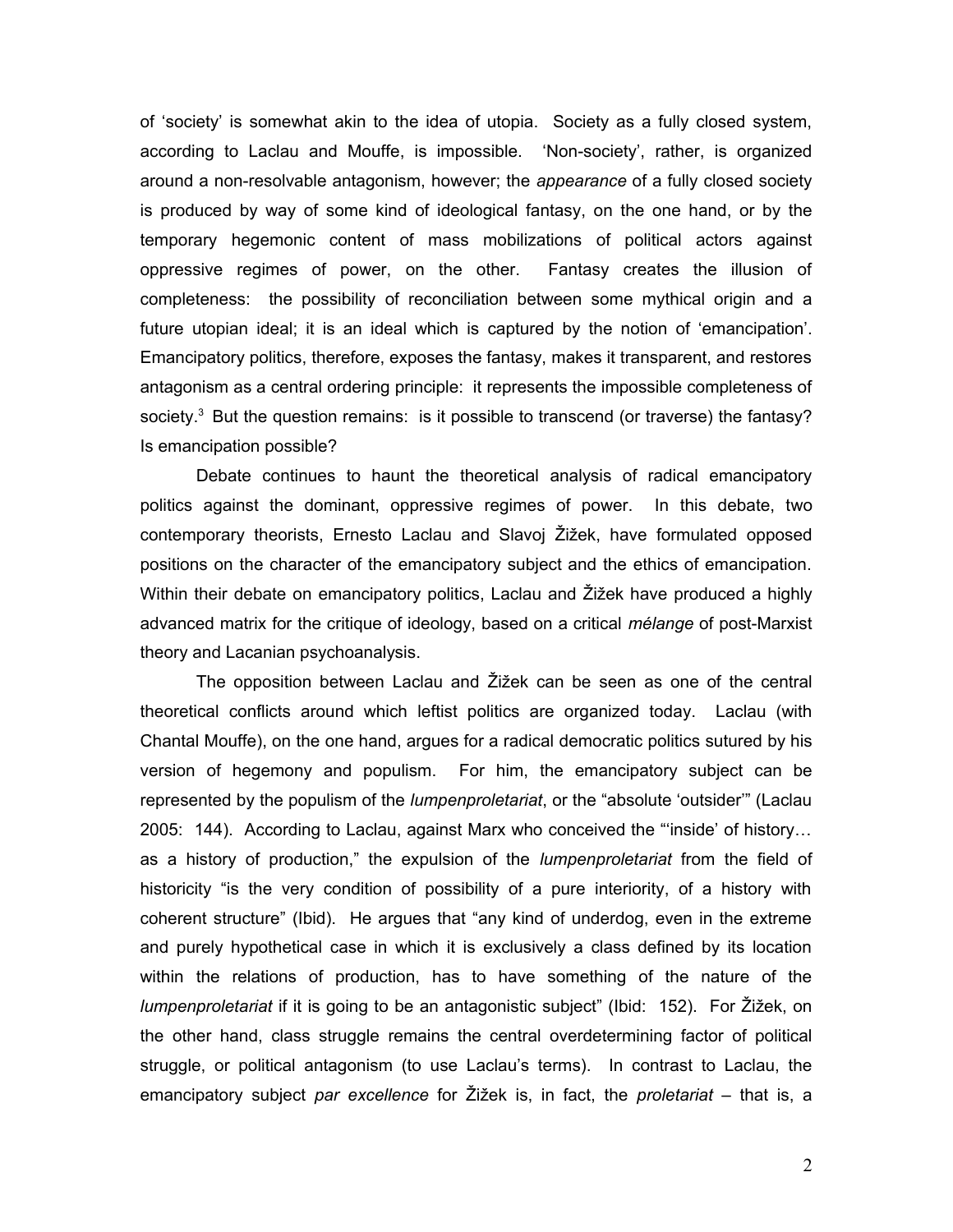of 'society' is somewhat akin to the idea of utopia. Society as a fully closed system, according to Laclau and Mouffe, is impossible. 'Non-society', rather, is organized around a non-resolvable antagonism, however; the *appearance* of a fully closed society is produced by way of some kind of ideological fantasy, on the one hand, or by the temporary hegemonic content of mass mobilizations of political actors against oppressive regimes of power, on the other. Fantasy creates the illusion of completeness: the possibility of reconciliation between some mythical origin and a future utopian ideal; it is an ideal which is captured by the notion of 'emancipation'. Emancipatory politics, therefore, exposes the fantasy, makes it transparent, and restores antagonism as a central ordering principle: it represents the impossible completeness of society.[3] But the question remains: is it possible to transcend (or traverse) the fantasy? Is emancipation possible?

Debate continues to haunt the theoretical analysis of radical emancipatory politics against the dominant, oppressive regimes of power. In this debate, two contemporary theorists, Ernesto Laclau and Slavoj Žižek, have formulated opposed positions on the character of the emancipatory subject and the ethics of emancipation. Within their debate on emancipatory politics, Laclau and Žižek have produced a highly advanced matrix for the critique of ideology, based on a critical *mélange* of post-Marxist theory and Lacanian psychoanalysis.

The opposition between Laclau and Žižek can be seen as one of the central theoretical conflicts around which leftist politics are organized today. Laclau (with Chantal Mouffe), on the one hand, argues for a radical democratic politics sutured by his version of hegemony and populism. For him, the emancipatory subject can be represented by the populism of the *lumpenproletariat*, or the "absolute 'outsider'" (Laclau 2005: 144). According to Laclau, against Marx who conceived the "'inside' of history… as a history of production," the expulsion of the *lumpenproletariat* from the field of historicity "is the very condition of possibility of a pure interiority, of a history with coherent structure" (Ibid). He argues that "any kind of underdog, even in the extreme and purely hypothetical case in which it is exclusively a class defined by its location within the relations of production, has to have something of the nature of the *lumpenproletariat* if it is going to be an antagonistic subject" (Ibid: 152). For Žižek, on the other hand, class struggle remains the central overdetermining factor of political struggle, or political antagonism (to use Laclau's terms). In contrast to Laclau, the emancipatory subject *par excellence* for Žižek is, in fact, the *proletariat* – that is, a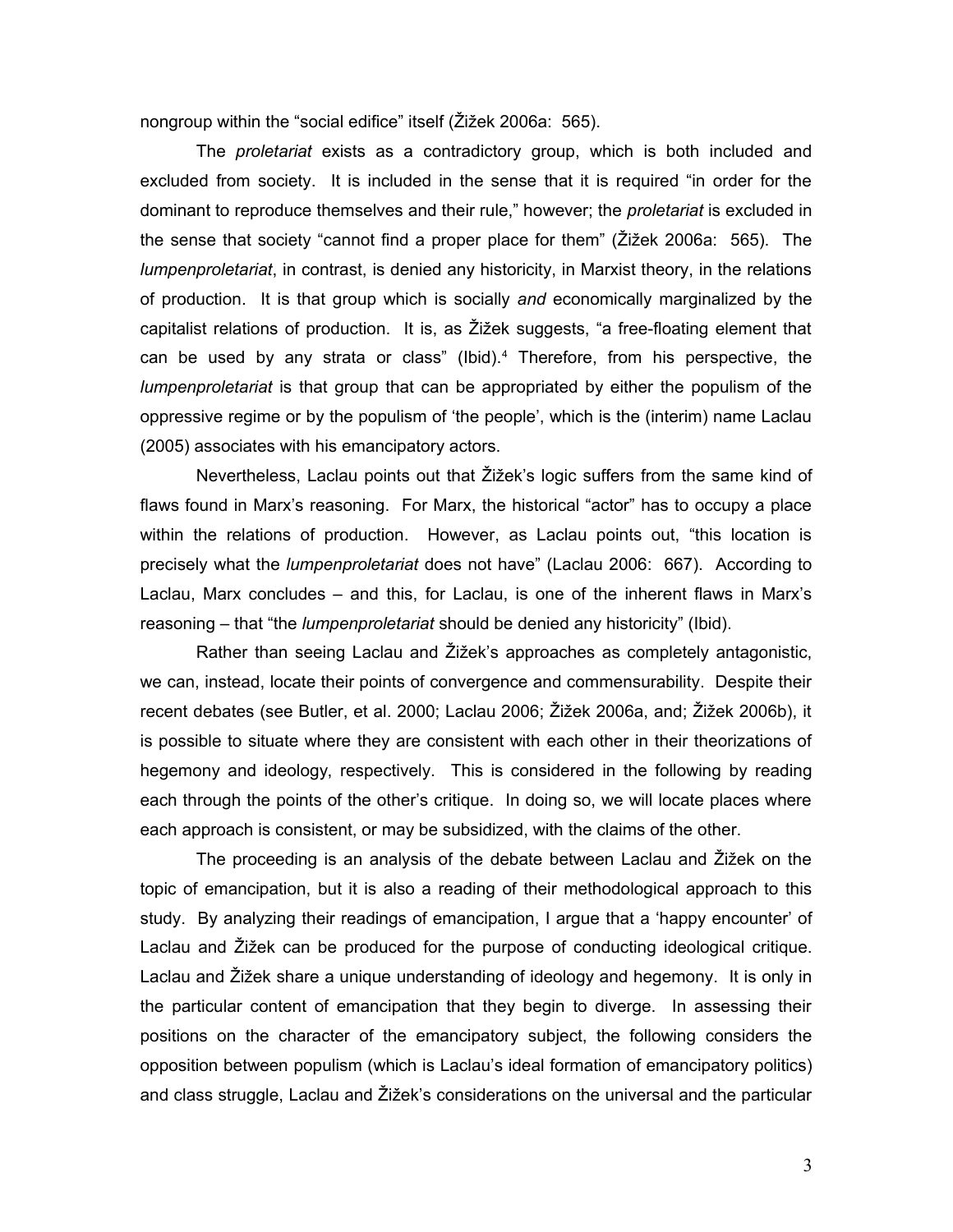nongroup within the “social edifice” itself (Žižek 2006a: 565).

The *proletariat* exists as a contradictory group, which is both included and excluded from society. It is included in the sense that it is required “in order for the dominant to reproduce themselves and their rule,” however; the *proletariat* is excluded in the sense that society “cannot find a proper place for them” (Žižek 2006a: 565). The *lumpenproletariat*, in contrast, is denied any historicity, in Marxist theory, in the relations of production. It is that group which is socially *and* economically marginalized by the capitalist relations of production. It is, as Žižek suggests, “a free-floating element that can be used by any strata or class” (Ibid).[4] Therefore, from his perspective, the *lumpenproletariat* is that group that can be appropriated by either the populism of the oppressive regime or by the populism of ‘the people’, which is the (interim) name Laclau (2005) associates with his emancipatory actors.

Nevertheless, Laclau points out that Žižek’s logic suffers from the same kind of flaws found in Marx’s reasoning. For Marx, the historical “actor” has to occupy a place within the relations of production. However, as Laclau points out, “this location is precisely what the *lumpenproletariat* does not have” (Laclau 2006: 667). According to Laclau, Marx concludes – and this, for Laclau, is one of the inherent flaws in Marx’s reasoning – that “the *lumpenproletariat* should be denied any historicity” (Ibid).

Rather than seeing Laclau and Žižek’s approaches as completely antagonistic, we can, instead, locate their points of convergence and commensurability. Despite their recent debates (see Butler, et al. 2000; Laclau 2006; Žižek 2006a, and; Žižek 2006b), it is possible to situate where they are consistent with each other in their theorizations of hegemony and ideology, respectively. This is considered in the following by reading each through the points of the other’s critique. In doing so, we will locate places where each approach is consistent, or may be subsidized, with the claims of the other.

The proceeding is an analysis of the debate between Laclau and Žižek on the topic of emancipation, but it is also a reading of their methodological approach to this study. By analyzing their readings of emancipation, I argue that a ‘happy encounter’ of Laclau and Žižek can be produced for the purpose of conducting ideological critique. Laclau and Žižek share a unique understanding of ideology and hegemony. It is only in the particular content of emancipation that they begin to diverge. In assessing their positions on the character of the emancipatory subject, the following considers the opposition between populism (which is Laclau’s ideal formation of emancipatory politics) and class struggle, Laclau and Žižek’s considerations on the universal and the particular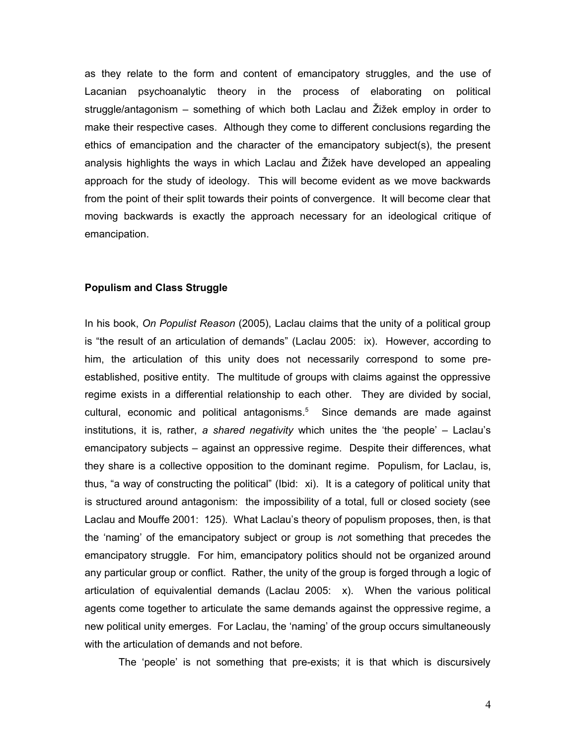as they relate to the form and content of emancipatory struggles, and the use of Lacanian psychoanalytic theory in the process of elaborating on political struggle/antagonism – something of which both Laclau and Žižek employ in order to make their respective cases. Although they come to different conclusions regarding the ethics of emancipation and the character of the emancipatory subject(s), the present analysis highlights the ways in which Laclau and Žižek have developed an appealing approach for the study of ideology. This will become evident as we move backwards from the point of their split towards their points of convergence. It will become clear that moving backwards is exactly the approach necessary for an ideological critique of emancipation.

## Populism and Class Struggle

In his book, *On Populist Reason* (2005), Laclau claims that the unity of a political group is "the result of an articulation of demands" (Laclau 2005: ix). However, according to him, the articulation of this unity does not necessarily correspond to some pre-established, positive entity. The multitude of groups with claims against the oppressive regime exists in a differential relationship to each other. They are divided by social, cultural, economic and political antagonisms.[5] Since demands are made against institutions, it is, rather, *a shared negativity* which unites the 'the people' – Laclau's emancipatory subjects – against an oppressive regime. Despite their differences, what they share is a collective opposition to the dominant regime. Populism, for Laclau, is, thus, "a way of constructing the political" (Ibid: xi). It is a category of political unity that is structured around antagonism: the impossibility of a total, full or closed society (see Laclau and Mouffe 2001: 125). What Laclau's theory of populism proposes, then, is that the 'naming' of the emancipatory subject or group is *no*t something that precedes the emancipatory struggle. For him, emancipatory politics should not be organized around any particular group or conflict. Rather, the unity of the group is forged through a logic of articulation of equivalential demands (Laclau 2005: x). When the various political agents come together to articulate the same demands against the oppressive regime, a new political unity emerges. For Laclau, the 'naming' of the group occurs simultaneously with the articulation of demands and not before.

The 'people' is not something that pre-exists; it is that which is discursively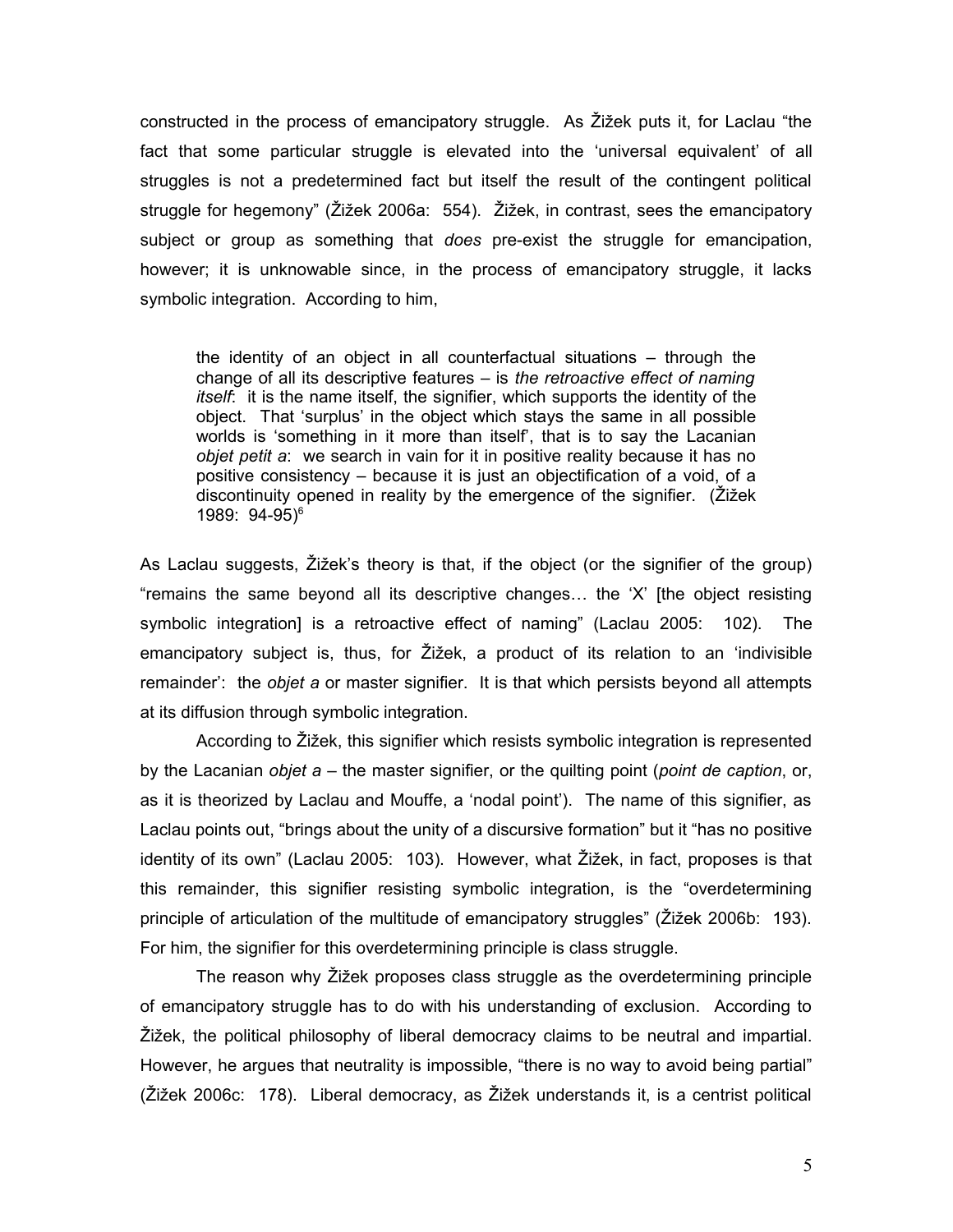constructed in the process of emancipatory struggle. As Žižek puts it, for Laclau "the fact that some particular struggle is elevated into the 'universal equivalent' of all struggles is not a predetermined fact but itself the result of the contingent political struggle for hegemony" (Žižek 2006a: 554). Žižek, in contrast, sees the emancipatory subject or group as something that *does* pre-exist the struggle for emancipation, however; it is unknowable since, in the process of emancipatory struggle, it lacks symbolic integration. According to him,

> the identity of an object in all counterfactual situations – through the change of all its descriptive features – is *the retroactive effect of naming itself*: it is the name itself, the signifier, which supports the identity of the object. That 'surplus' in the object which stays the same in all possible worlds is 'something in it more than itself', that is to say the Lacanian *objet petit a*: we search in vain for it in positive reality because it has no positive consistency – because it is just an objectification of a void, of a discontinuity opened in reality by the emergence of the signifier. (Žižek 1989: 94-95)[6]

As Laclau suggests, Žižek's theory is that, if the object (or the signifier of the group) "remains the same beyond all its descriptive changes… the 'X' [the object resisting symbolic integration] is a retroactive effect of naming" (Laclau 2005: 102). The emancipatory subject is, thus, for Žižek, a product of its relation to an 'indivisible remainder': the *objet a* or master signifier. It is that which persists beyond all attempts at its diffusion through symbolic integration.

According to Žižek, this signifier which resists symbolic integration is represented by the Lacanian *objet a* – the master signifier, or the quilting point (*point de caption*, or, as it is theorized by Laclau and Mouffe, a 'nodal point'). The name of this signifier, as Laclau points out, "brings about the unity of a discursive formation" but it "has no positive identity of its own" (Laclau 2005: 103). However, what Žižek, in fact, proposes is that this remainder, this signifier resisting symbolic integration, is the "overdetermining principle of articulation of the multitude of emancipatory struggles" (Žižek 2006b: 193). For him, the signifier for this overdetermining principle is class struggle.

The reason why Žižek proposes class struggle as the overdetermining principle of emancipatory struggle has to do with his understanding of exclusion. According to Žižek, the political philosophy of liberal democracy claims to be neutral and impartial. However, he argues that neutrality is impossible, "there is no way to avoid being partial" (Žižek 2006c: 178). Liberal democracy, as Žižek understands it, is a centrist political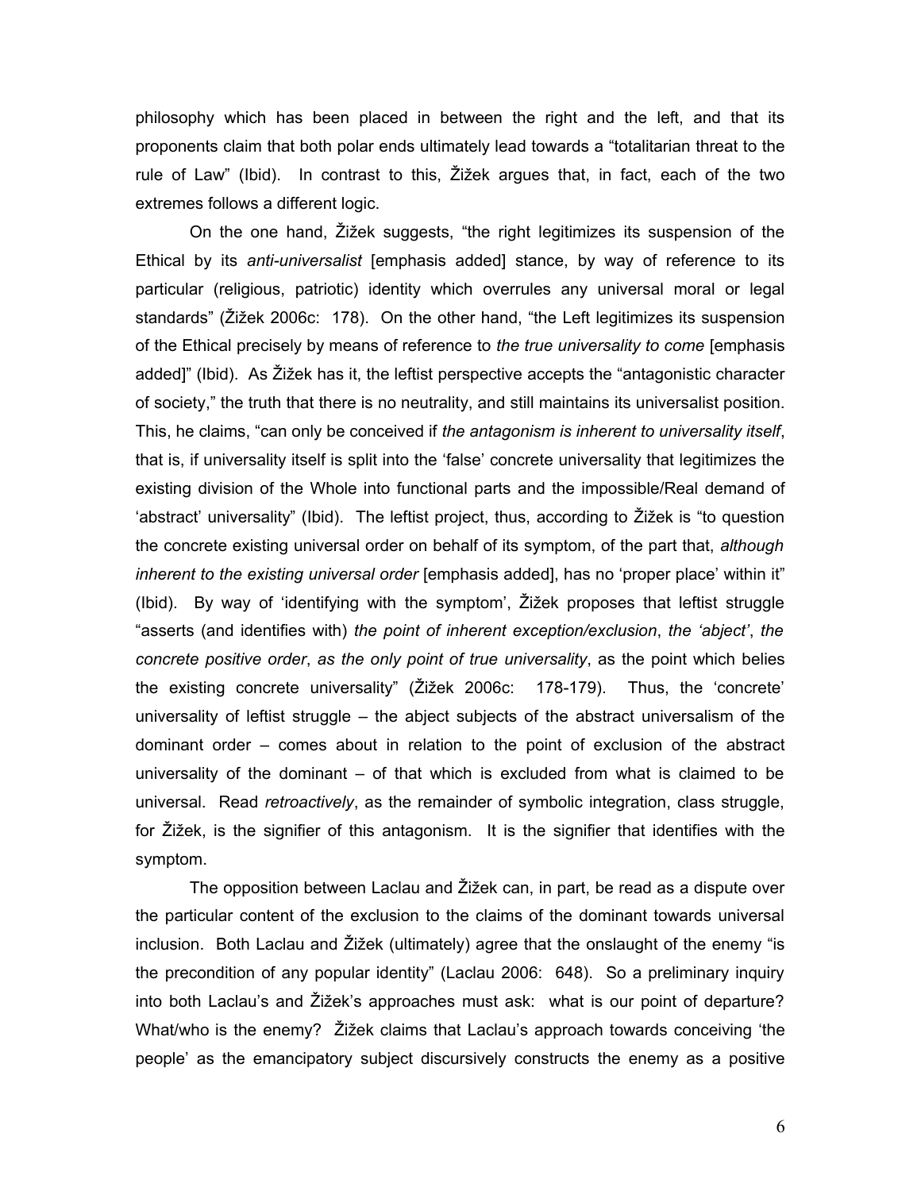philosophy which has been placed in between the right and the left, and that its proponents claim that both polar ends ultimately lead towards a "totalitarian threat to the rule of Law" (Ibid). In contrast to this, Žižek argues that, in fact, each of the two extremes follows a different logic.

On the one hand, Žižek suggests, "the right legitimizes its suspension of the Ethical by its *anti-universalist* [emphasis added] stance, by way of reference to its particular (religious, patriotic) identity which overrules any universal moral or legal standards" (Žižek 2006c: 178). On the other hand, "the Left legitimizes its suspension of the Ethical precisely by means of reference to *the true universality to come* [emphasis added]" (Ibid). As Žižek has it, the leftist perspective accepts the "antagonistic character of society," the truth that there is no neutrality, and still maintains its universalist position. This, he claims, "can only be conceived if *the antagonism is inherent to universality itself*, that is, if universality itself is split into the 'false' concrete universality that legitimizes the existing division of the Whole into functional parts and the impossible/Real demand of 'abstract' universality" (Ibid). The leftist project, thus, according to Žižek is "to question the concrete existing universal order on behalf of its symptom, of the part that, *although inherent to the existing universal order* [emphasis added], has no 'proper place' within it" (Ibid). By way of 'identifying with the symptom', Žižek proposes that leftist struggle "asserts (and identifies with) *the point of inherent exception/exclusion*, *the 'abject'*, *the concrete positive order*, *as the only point of true universality*, as the point which belies the existing concrete universality" (Žižek 2006c: 178-179). Thus, the 'concrete' universality of leftist struggle – the abject subjects of the abstract universalism of the dominant order – comes about in relation to the point of exclusion of the abstract universality of the dominant – of that which is excluded from what is claimed to be universal. Read *retroactively*, as the remainder of symbolic integration, class struggle, for Žižek, is the signifier of this antagonism. It is the signifier that identifies with the symptom.

The opposition between Laclau and Žižek can, in part, be read as a dispute over the particular content of the exclusion to the claims of the dominant towards universal inclusion. Both Laclau and Žižek (ultimately) agree that the onslaught of the enemy "is the precondition of any popular identity" (Laclau 2006: 648). So a preliminary inquiry into both Laclau's and Žižek's approaches must ask: what is our point of departure? What/who is the enemy? Žižek claims that Laclau's approach towards conceiving 'the people' as the emancipatory subject discursively constructs the enemy as a positive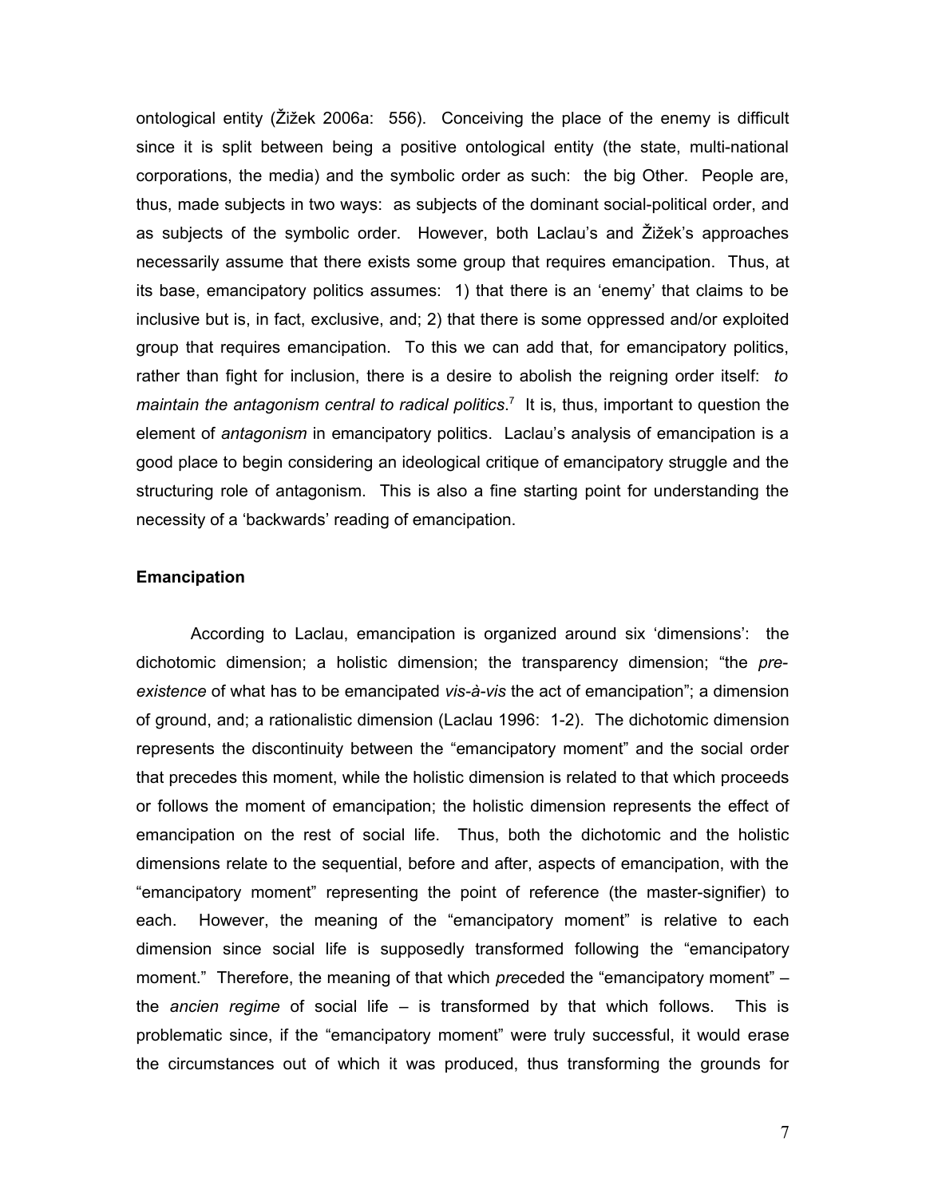ontological entity (Žižek 2006a: 556). Conceiving the place of the enemy is difficult since it is split between being a positive ontological entity (the state, multi-national corporations, the media) and the symbolic order as such: the big Other. People are, thus, made subjects in two ways: as subjects of the dominant social-political order, and as subjects of the symbolic order. However, both Laclau's and Žižek's approaches necessarily assume that there exists some group that requires emancipation. Thus, at its base, emancipatory politics assumes: 1) that there is an 'enemy' that claims to be inclusive but is, in fact, exclusive, and; 2) that there is some oppressed and/or exploited group that requires emancipation. To this we can add that, for emancipatory politics, rather than fight for inclusion, there is a desire to abolish the reigning order itself: *to maintain the antagonism central to radical politics*.[7] It is, thus, important to question the element of *antagonism* in emancipatory politics. Laclau's analysis of emancipation is a good place to begin considering an ideological critique of emancipatory struggle and the structuring role of antagonism. This is also a fine starting point for understanding the necessity of a 'backwards' reading of emancipation.

### Emancipation

According to Laclau, emancipation is organized around six 'dimensions': the dichotomic dimension; a holistic dimension; the transparency dimension; "the *pre-existence* of what has to be emancipated *vis-à-vis* the act of emancipation"; a dimension of ground, and; a rationalistic dimension (Laclau 1996: 1-2). The dichotomic dimension represents the discontinuity between the "emancipatory moment" and the social order that precedes this moment, while the holistic dimension is related to that which proceeds or follows the moment of emancipation; the holistic dimension represents the effect of emancipation on the rest of social life. Thus, both the dichotomic and the holistic dimensions relate to the sequential, before and after, aspects of emancipation, with the "emancipatory moment" representing the point of reference (the master-signifier) to each. However, the meaning of the "emancipatory moment" is relative to each dimension since social life is supposedly transformed following the "emancipatory moment." Therefore, the meaning of that which *pre*ceded the "emancipatory moment" – the *ancien regime* of social life – is transformed by that which follows. This is problematic since, if the "emancipatory moment" were truly successful, it would erase the circumstances out of which it was produced, thus transforming the grounds for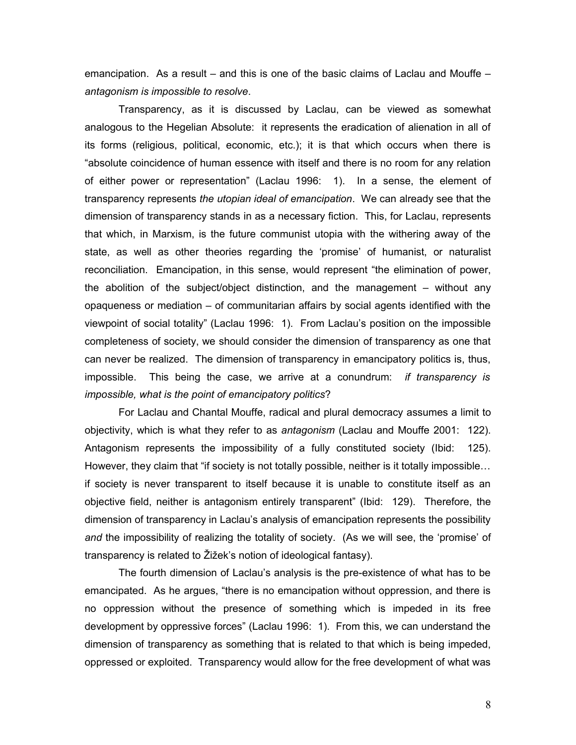emancipation. As a result – and this is one of the basic claims of Laclau and Mouffe – *antagonism is impossible to resolve*.

Transparency, as it is discussed by Laclau, can be viewed as somewhat analogous to the Hegelian Absolute: it represents the eradication of alienation in all of its forms (religious, political, economic, etc.); it is that which occurs when there is "absolute coincidence of human essence with itself and there is no room for any relation of either power or representation" (Laclau 1996: 1). In a sense, the element of transparency represents *the utopian ideal of emancipation*. We can already see that the dimension of transparency stands in as a necessary fiction. This, for Laclau, represents that which, in Marxism, is the future communist utopia with the withering away of the state, as well as other theories regarding the 'promise' of humanist, or naturalist reconciliation. Emancipation, in this sense, would represent "the elimination of power, the abolition of the subject/object distinction, and the management – without any opaqueness or mediation – of communitarian affairs by social agents identified with the viewpoint of social totality" (Laclau 1996: 1). From Laclau's position on the impossible completeness of society, we should consider the dimension of transparency as one that can never be realized. The dimension of transparency in emancipatory politics is, thus, impossible. This being the case, we arrive at a conundrum: *if transparency is impossible, what is the point of emancipatory politics*?

For Laclau and Chantal Mouffe, radical and plural democracy assumes a limit to objectivity, which is what they refer to as *antagonism* (Laclau and Mouffe 2001: 122). Antagonism represents the impossibility of a fully constituted society (Ibid: 125). However, they claim that "if society is not totally possible, neither is it totally impossible… if society is never transparent to itself because it is unable to constitute itself as an objective field, neither is antagonism entirely transparent" (Ibid: 129). Therefore, the dimension of transparency in Laclau's analysis of emancipation represents the possibility *and* the impossibility of realizing the totality of society. (As we will see, the 'promise' of transparency is related to Žižek's notion of ideological fantasy).

The fourth dimension of Laclau's analysis is the pre-existence of what has to be emancipated. As he argues, "there is no emancipation without oppression, and there is no oppression without the presence of something which is impeded in its free development by oppressive forces" (Laclau 1996: 1). From this, we can understand the dimension of transparency as something that is related to that which is being impeded, oppressed or exploited. Transparency would allow for the free development of what was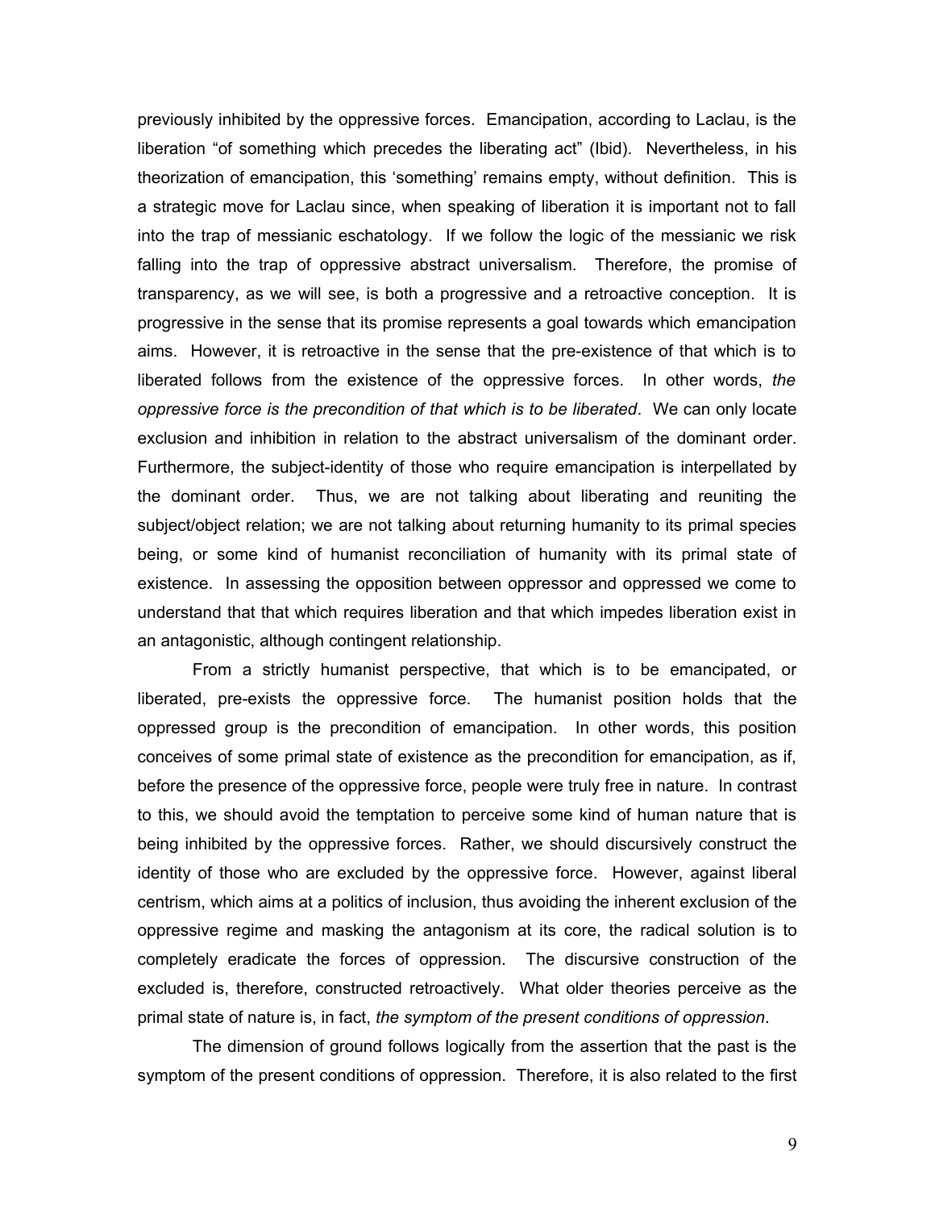previously inhibited by the oppressive forces. Emancipation, according to Laclau, is the liberation "of something which precedes the liberating act" (Ibid). Nevertheless, in his theorization of emancipation, this 'something' remains empty, without definition. This is a strategic move for Laclau since, when speaking of liberation it is important not to fall into the trap of messianic eschatology. If we follow the logic of the messianic we risk falling into the trap of oppressive abstract universalism. Therefore, the promise of transparency, as we will see, is both a progressive and a retroactive conception. It is progressive in the sense that its promise represents a goal towards which emancipation aims. However, it is retroactive in the sense that the pre-existence of that which is to liberated follows from the existence of the oppressive forces. In other words, *the oppressive force is the precondition of that which is to be liberated*. We can only locate exclusion and inhibition in relation to the abstract universalism of the dominant order. Furthermore, the subject-identity of those who require emancipation is interpellated by the dominant order. Thus, we are not talking about liberating and reuniting the subject/object relation; we are not talking about returning humanity to its primal species being, or some kind of humanist reconciliation of humanity with its primal state of existence. In assessing the opposition between oppressor and oppressed we come to understand that that which requires liberation and that which impedes liberation exist in an antagonistic, although contingent relationship.

From a strictly humanist perspective, that which is to be emancipated, or liberated, pre-exists the oppressive force. The humanist position holds that the oppressed group is the precondition of emancipation. In other words, this position conceives of some primal state of existence as the precondition for emancipation, as if, before the presence of the oppressive force, people were truly free in nature. In contrast to this, we should avoid the temptation to perceive some kind of human nature that is being inhibited by the oppressive forces. Rather, we should discursively construct the identity of those who are excluded by the oppressive force. However, against liberal centrism, which aims at a politics of inclusion, thus avoiding the inherent exclusion of the oppressive regime and masking the antagonism at its core, the radical solution is to completely eradicate the forces of oppression. The discursive construction of the excluded is, therefore, constructed retroactively. What older theories perceive as the primal state of nature is, in fact, *the symptom of the present conditions of oppression*.

The dimension of ground follows logically from the assertion that the past is the symptom of the present conditions of oppression. Therefore, it is also related to the first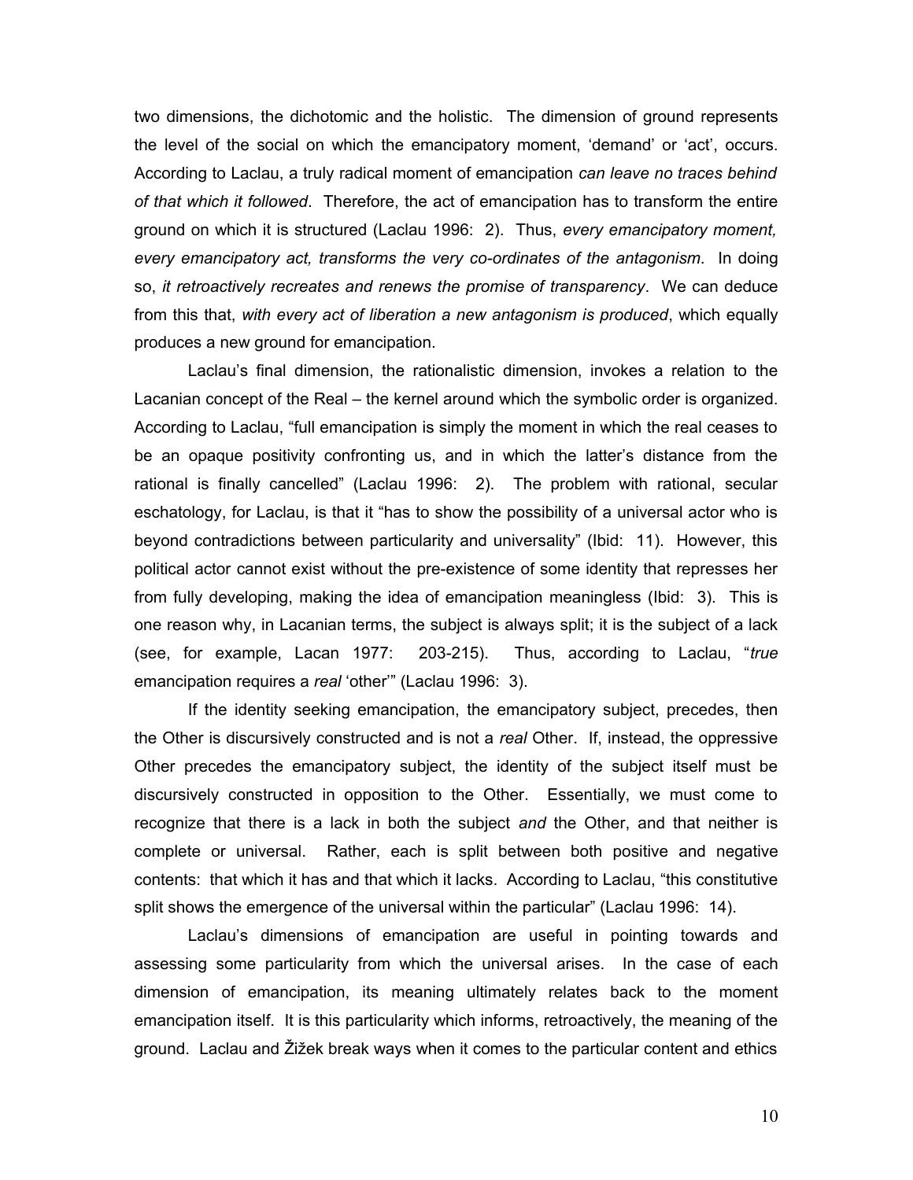two dimensions, the dichotomic and the holistic. The dimension of ground represents the level of the social on which the emancipatory moment, 'demand' or 'act', occurs. According to Laclau, a truly radical moment of emancipation *can leave no traces behind of that which it followed*. Therefore, the act of emancipation has to transform the entire ground on which it is structured (Laclau 1996: 2). Thus, *every emancipatory moment, every emancipatory act, transforms the very co-ordinates of the antagonism*. In doing so, *it retroactively recreates and renews the promise of transparency*. We can deduce from this that, *with every act of liberation a new antagonism is produced*, which equally produces a new ground for emancipation.

Laclau's final dimension, the rationalistic dimension, invokes a relation to the Lacanian concept of the Real – the kernel around which the symbolic order is organized. According to Laclau, "full emancipation is simply the moment in which the real ceases to be an opaque positivity confronting us, and in which the latter's distance from the rational is finally cancelled" (Laclau 1996: 2). The problem with rational, secular eschatology, for Laclau, is that it "has to show the possibility of a universal actor who is beyond contradictions between particularity and universality" (Ibid: 11). However, this political actor cannot exist without the pre-existence of some identity that represses her from fully developing, making the idea of emancipation meaningless (Ibid: 3). This is one reason why, in Lacanian terms, the subject is always split; it is the subject of a lack (see, for example, Lacan 1977: 203-215). Thus, according to Laclau, "*true* emancipation requires a *real* 'other'" (Laclau 1996: 3).

If the identity seeking emancipation, the emancipatory subject, precedes, then the Other is discursively constructed and is not a *real* Other. If, instead, the oppressive Other precedes the emancipatory subject, the identity of the subject itself must be discursively constructed in opposition to the Other. Essentially, we must come to recognize that there is a lack in both the subject *and* the Other, and that neither is complete or universal. Rather, each is split between both positive and negative contents: that which it has and that which it lacks. According to Laclau, "this constitutive split shows the emergence of the universal within the particular" (Laclau 1996: 14).

Laclau's dimensions of emancipation are useful in pointing towards and assessing some particularity from which the universal arises. In the case of each dimension of emancipation, its meaning ultimately relates back to the moment emancipation itself. It is this particularity which informs, retroactively, the meaning of the ground. Laclau and Žižek break ways when it comes to the particular content and ethics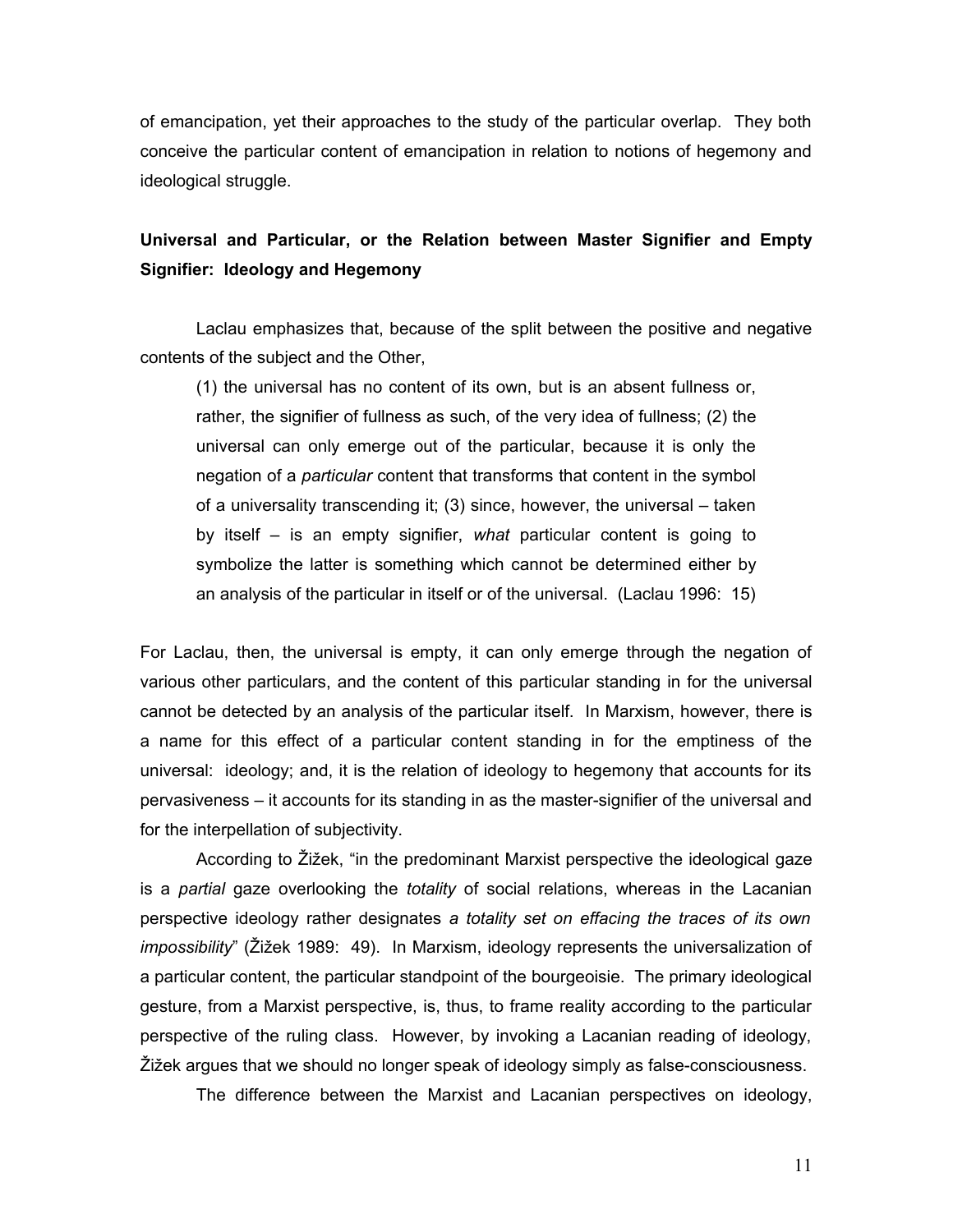of emancipation, yet their approaches to the study of the particular overlap. They both conceive the particular content of emancipation in relation to notions of hegemony and ideological struggle.

## Universal and Particular, or the Relation between Master Signifier and Empty Signifier: Ideology and Hegemony

Laclau emphasizes that, because of the split between the positive and negative contents of the subject and the Other,

> (1) the universal has no content of its own, but is an absent fullness or, rather, the signifier of fullness as such, of the very idea of fullness; (2) the universal can only emerge out of the particular, because it is only the negation of a *particular* content that transforms that content in the symbol of a universality transcending it; (3) since, however, the universal – taken by itself – is an empty signifier, *what* particular content is going to symbolize the latter is something which cannot be determined either by an analysis of the particular in itself or of the universal. (Laclau 1996: 15)

For Laclau, then, the universal is empty, it can only emerge through the negation of various other particulars, and the content of this particular standing in for the universal cannot be detected by an analysis of the particular itself. In Marxism, however, there is a name for this effect of a particular content standing in for the emptiness of the universal: ideology; and, it is the relation of ideology to hegemony that accounts for its pervasiveness – it accounts for its standing in as the master-signifier of the universal and for the interpellation of subjectivity.

According to Žižek, "in the predominant Marxist perspective the ideological gaze is a *partial* gaze overlooking the *totality* of social relations, whereas in the Lacanian perspective ideology rather designates *a totality set on effacing the traces of its own impossibility*" (Žižek 1989: 49). In Marxism, ideology represents the universalization of a particular content, the particular standpoint of the bourgeoisie. The primary ideological gesture, from a Marxist perspective, is, thus, to frame reality according to the particular perspective of the ruling class. However, by invoking a Lacanian reading of ideology, Žižek argues that we should no longer speak of ideology simply as false-consciousness.

The difference between the Marxist and Lacanian perspectives on ideology,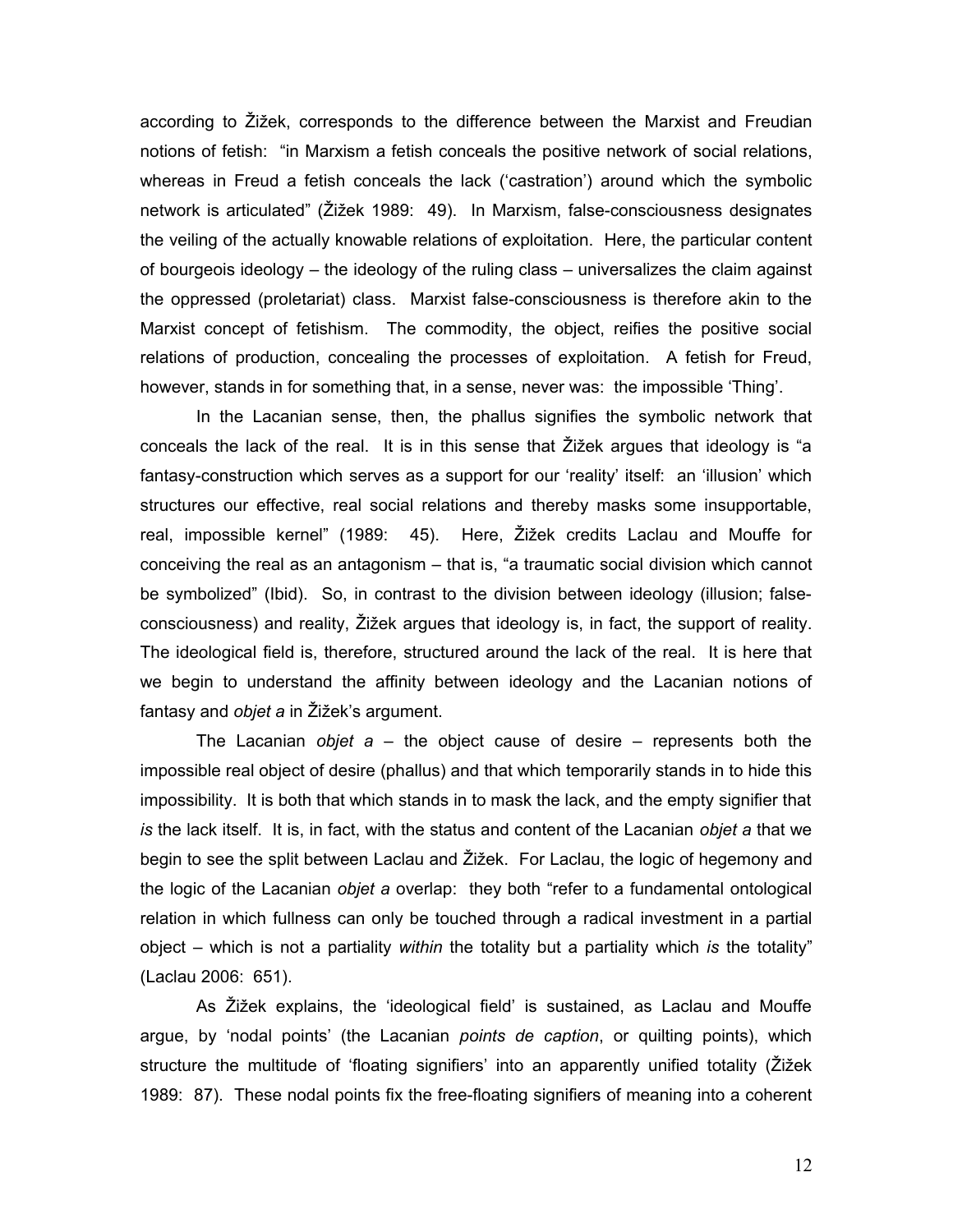according to Žižek, corresponds to the difference between the Marxist and Freudian notions of fetish: "in Marxism a fetish conceals the positive network of social relations, whereas in Freud a fetish conceals the lack ('castration') around which the symbolic network is articulated" (Žižek 1989: 49). In Marxism, false-consciousness designates the veiling of the actually knowable relations of exploitation. Here, the particular content of bourgeois ideology – the ideology of the ruling class – universalizes the claim against the oppressed (proletariat) class. Marxist false-consciousness is therefore akin to the Marxist concept of fetishism. The commodity, the object, reifies the positive social relations of production, concealing the processes of exploitation. A fetish for Freud, however, stands in for something that, in a sense, never was: the impossible 'Thing'.

In the Lacanian sense, then, the phallus signifies the symbolic network that conceals the lack of the real. It is in this sense that Žižek argues that ideology is "a fantasy-construction which serves as a support for our 'reality' itself: an 'illusion' which structures our effective, real social relations and thereby masks some insupportable, real, impossible kernel" (1989: 45). Here, Žižek credits Laclau and Mouffe for conceiving the real as an antagonism – that is, "a traumatic social division which cannot be symbolized" (Ibid). So, in contrast to the division between ideology (illusion; false-consciousness) and reality, Žižek argues that ideology is, in fact, the support of reality. The ideological field is, therefore, structured around the lack of the real. It is here that we begin to understand the affinity between ideology and the Lacanian notions of fantasy and *objet a* in Žižek's argument.

The Lacanian *objet a* – the object cause of desire – represents both the impossible real object of desire (phallus) and that which temporarily stands in to hide this impossibility. It is both that which stands in to mask the lack, and the empty signifier that *is* the lack itself. It is, in fact, with the status and content of the Lacanian *objet a* that we begin to see the split between Laclau and Žižek. For Laclau, the logic of hegemony and the logic of the Lacanian *objet a* overlap: they both "refer to a fundamental ontological relation in which fullness can only be touched through a radical investment in a partial object – which is not a partiality *within* the totality but a partiality which *is* the totality" (Laclau 2006: 651).

As Žižek explains, the 'ideological field' is sustained, as Laclau and Mouffe argue, by 'nodal points' (the Lacanian *points de caption*, or quilting points), which structure the multitude of 'floating signifiers' into an apparently unified totality (Žižek 1989: 87). These nodal points fix the free-floating signifiers of meaning into a coherent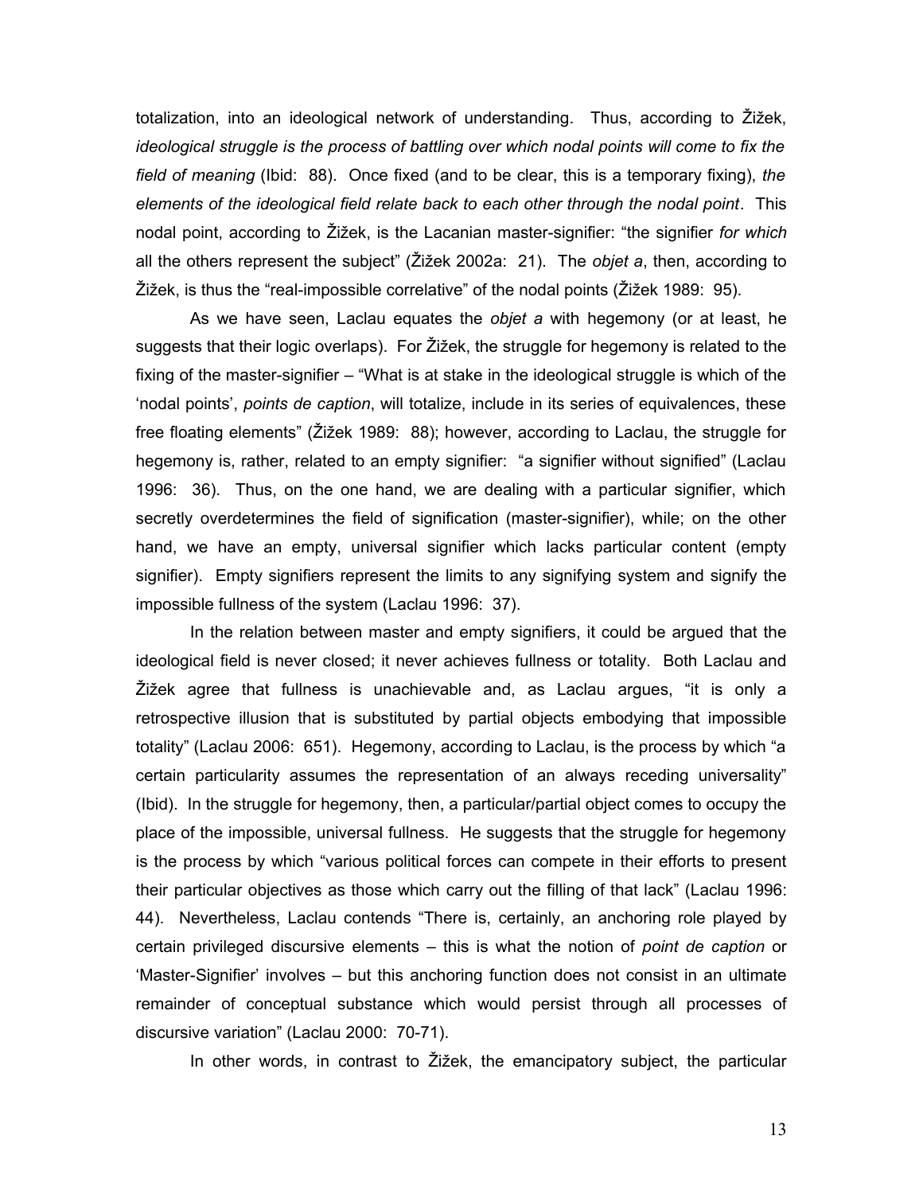totalization, into an ideological network of understanding. Thus, according to Žižek, *ideological struggle is the process of battling over which nodal points will come to fix the field of meaning* (Ibid: 88). Once fixed (and to be clear, this is a temporary fixing), *the elements of the ideological field relate back to each other through the nodal point*. This nodal point, according to Žižek, is the Lacanian master-signifier: "the signifier *for which* all the others represent the subject" (Žižek 2002a: 21). The *objet a*, then, according to Žižek, is thus the "real-impossible correlative" of the nodal points (Žižek 1989: 95).

As we have seen, Laclau equates the *objet a* with hegemony (or at least, he suggests that their logic overlaps). For Žižek, the struggle for hegemony is related to the fixing of the master-signifier – "What is at stake in the ideological struggle is which of the 'nodal points', *points de caption*, will totalize, include in its series of equivalences, these free floating elements" (Žižek 1989: 88); however, according to Laclau, the struggle for hegemony is, rather, related to an empty signifier: "a signifier without signified" (Laclau 1996: 36). Thus, on the one hand, we are dealing with a particular signifier, which secretly overdetermines the field of signification (master-signifier), while; on the other hand, we have an empty, universal signifier which lacks particular content (empty signifier). Empty signifiers represent the limits to any signifying system and signify the impossible fullness of the system (Laclau 1996: 37).

In the relation between master and empty signifiers, it could be argued that the ideological field is never closed; it never achieves fullness or totality. Both Laclau and Žižek agree that fullness is unachievable and, as Laclau argues, "it is only a retrospective illusion that is substituted by partial objects embodying that impossible totality" (Laclau 2006: 651). Hegemony, according to Laclau, is the process by which "a certain particularity assumes the representation of an always receding universality" (Ibid). In the struggle for hegemony, then, a particular/partial object comes to occupy the place of the impossible, universal fullness. He suggests that the struggle for hegemony is the process by which "various political forces can compete in their efforts to present their particular objectives as those which carry out the filling of that lack" (Laclau 1996: 44). Nevertheless, Laclau contends "There is, certainly, an anchoring role played by certain privileged discursive elements – this is what the notion of *point de caption* or 'Master-Signifier' involves – but this anchoring function does not consist in an ultimate remainder of conceptual substance which would persist through all processes of discursive variation" (Laclau 2000: 70-71).

In other words, in contrast to Žižek, the emancipatory subject, the particular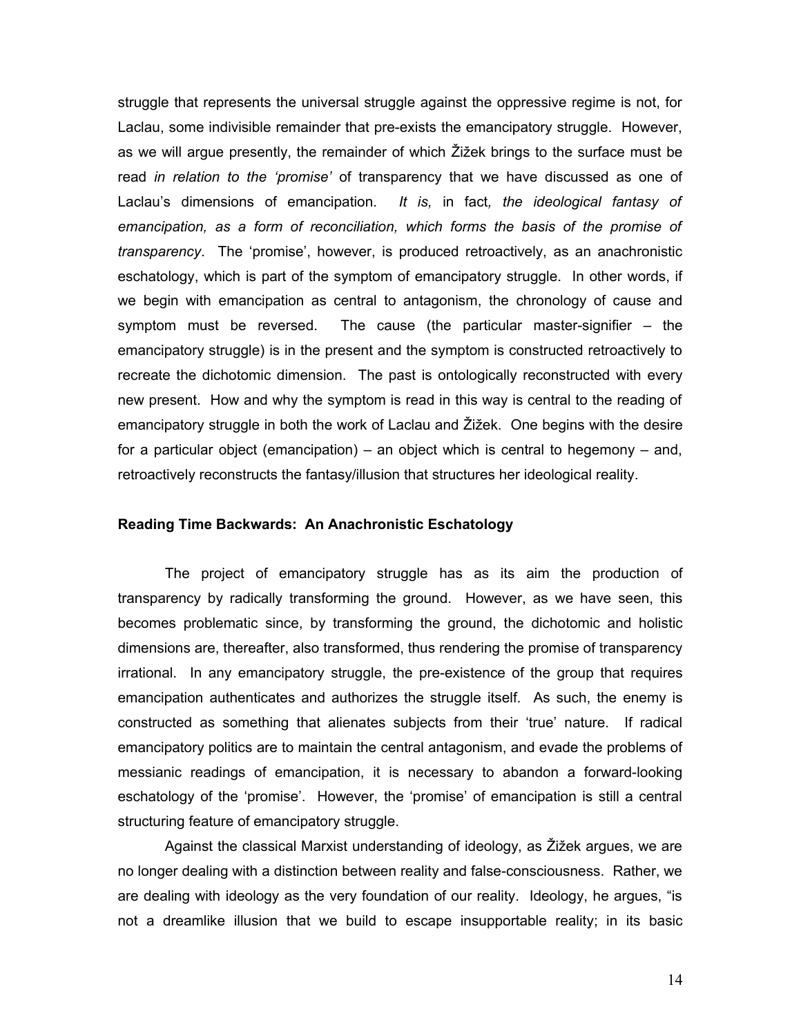struggle that represents the universal struggle against the oppressive regime is not, for Laclau, some indivisible remainder that pre-exists the emancipatory struggle. However, as we will argue presently, the remainder of which Žižek brings to the surface must be read *in relation to the 'promise'* of transparency that we have discussed as one of Laclau's dimensions of emancipation. *It is,* in fact*, the ideological fantasy of emancipation, as a form of reconciliation, which forms the basis of the promise of transparency*. The 'promise', however, is produced retroactively, as an anachronistic eschatology, which is part of the symptom of emancipatory struggle. In other words, if we begin with emancipation as central to antagonism, the chronology of cause and symptom must be reversed. The cause (the particular master-signifier – the emancipatory struggle) is in the present and the symptom is constructed retroactively to recreate the dichotomic dimension. The past is ontologically reconstructed with every new present. How and why the symptom is read in this way is central to the reading of emancipatory struggle in both the work of Laclau and Žižek. One begins with the desire for a particular object (emancipation) – an object which is central to hegemony – and, retroactively reconstructs the fantasy/illusion that structures her ideological reality.

**Reading Time Backwards: An Anachronistic Eschatology**

The project of emancipatory struggle has as its aim the production of transparency by radically transforming the ground. However, as we have seen, this becomes problematic since, by transforming the ground, the dichotomic and holistic dimensions are, thereafter, also transformed, thus rendering the promise of transparency irrational. In any emancipatory struggle, the pre-existence of the group that requires emancipation authenticates and authorizes the struggle itself. As such, the enemy is constructed as something that alienates subjects from their 'true' nature. If radical emancipatory politics are to maintain the central antagonism, and evade the problems of messianic readings of emancipation, it is necessary to abandon a forward-looking eschatology of the 'promise'. However, the 'promise' of emancipation is still a central structuring feature of emancipatory struggle.

Against the classical Marxist understanding of ideology, as Žižek argues, we are no longer dealing with a distinction between reality and false-consciousness. Rather, we are dealing with ideology as the very foundation of our reality. Ideology, he argues, "is not a dreamlike illusion that we build to escape insupportable reality; in its basic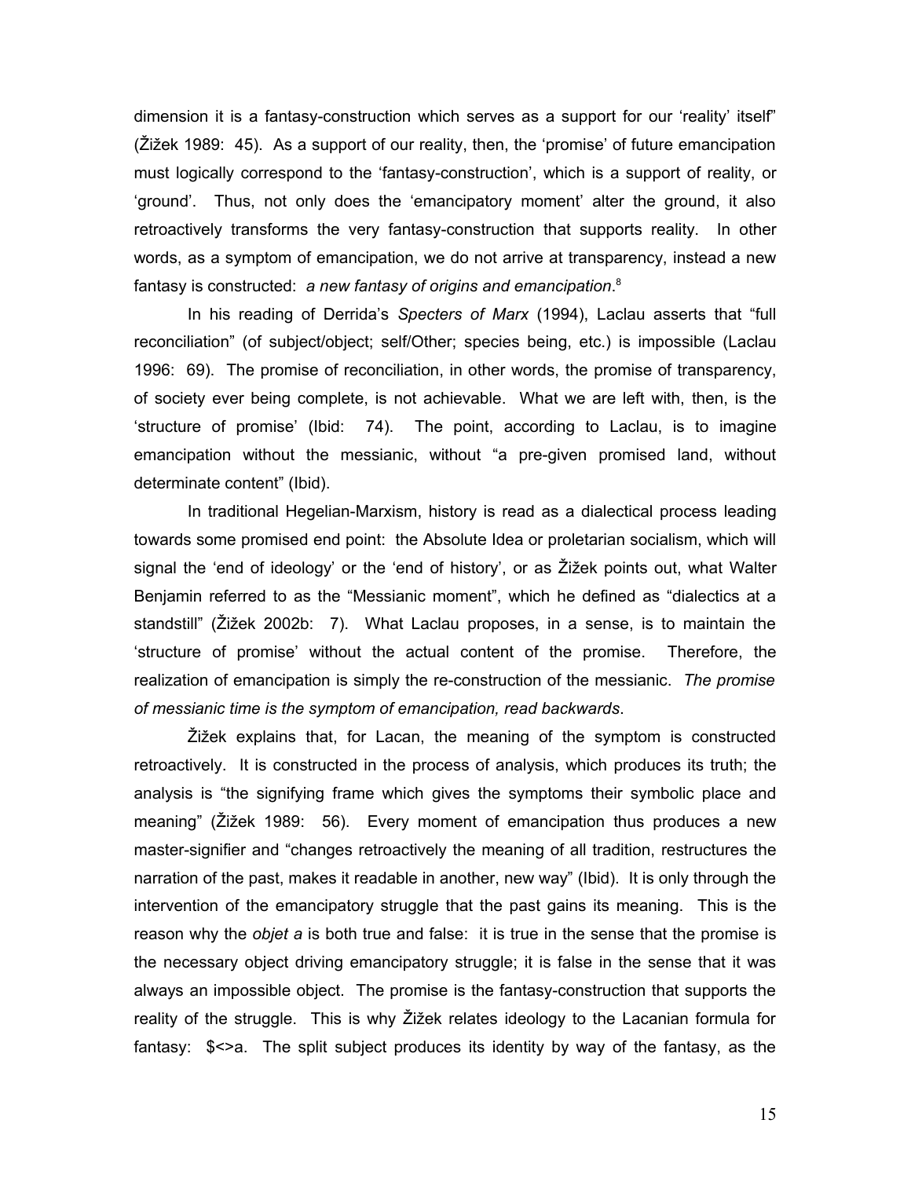dimension it is a fantasy-construction which serves as a support for our 'reality' itself" (Žižek 1989: 45). As a support of our reality, then, the 'promise' of future emancipation must logically correspond to the 'fantasy-construction', which is a support of reality, or 'ground'. Thus, not only does the 'emancipatory moment' alter the ground, it also retroactively transforms the very fantasy-construction that supports reality. In other words, as a symptom of emancipation, we do not arrive at transparency, instead a new fantasy is constructed: *a new fantasy of origins and emancipation*.[8]

In his reading of Derrida's *Specters of Marx* (1994), Laclau asserts that "full reconciliation" (of subject/object; self/Other; species being, etc.) is impossible (Laclau 1996: 69). The promise of reconciliation, in other words, the promise of transparency, of society ever being complete, is not achievable. What we are left with, then, is the 'structure of promise' (Ibid: 74). The point, according to Laclau, is to imagine emancipation without the messianic, without "a pre-given promised land, without determinate content" (Ibid).

In traditional Hegelian-Marxism, history is read as a dialectical process leading towards some promised end point: the Absolute Idea or proletarian socialism, which will signal the 'end of ideology' or the 'end of history', or as Žižek points out, what Walter Benjamin referred to as the "Messianic moment", which he defined as "dialectics at a standstill" (Žižek 2002b: 7). What Laclau proposes, in a sense, is to maintain the 'structure of promise' without the actual content of the promise. Therefore, the realization of emancipation is simply the re-construction of the messianic. *The promise of messianic time is the symptom of emancipation, read backwards*.

Žižek explains that, for Lacan, the meaning of the symptom is constructed retroactively. It is constructed in the process of analysis, which produces its truth; the analysis is "the signifying frame which gives the symptoms their symbolic place and meaning" (Žižek 1989: 56). Every moment of emancipation thus produces a new master-signifier and "changes retroactively the meaning of all tradition, restructures the narration of the past, makes it readable in another, new way" (Ibid). It is only through the intervention of the emancipatory struggle that the past gains its meaning. This is the reason why the *objet a* is both true and false: it is true in the sense that the promise is the necessary object driving emancipatory struggle; it is false in the sense that it was always an impossible object. The promise is the fantasy-construction that supports the reality of the struggle. This is why Žižek relates ideology to the Lacanian formula for fantasy: $<>a. The split subject produces its identity by way of the fantasy, as the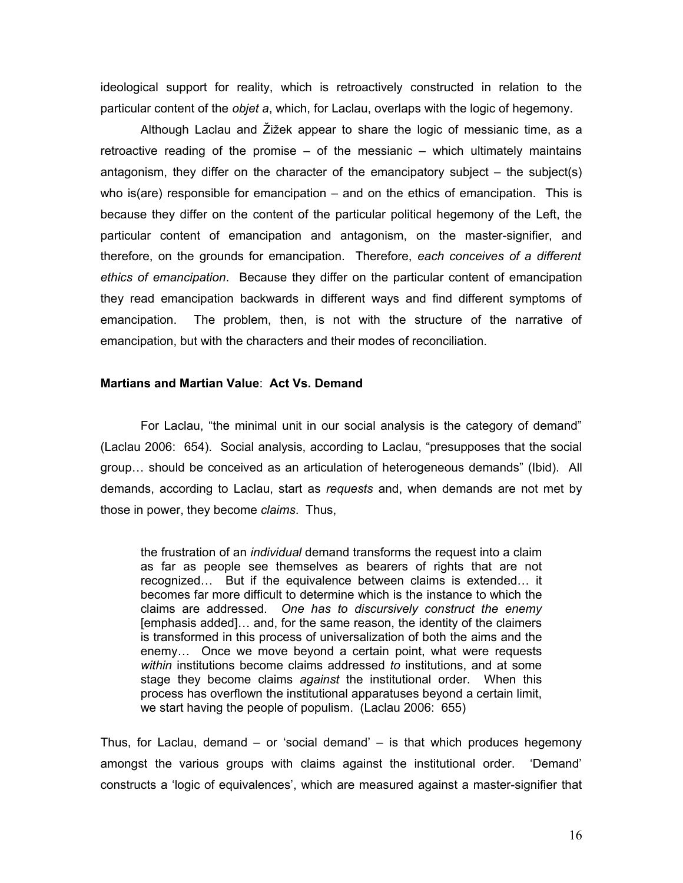ideological support for reality, which is retroactively constructed in relation to the particular content of the *objet a*, which, for Laclau, overlaps with the logic of hegemony.

Although Laclau and Žižek appear to share the logic of messianic time, as a retroactive reading of the promise – of the messianic – which ultimately maintains antagonism, they differ on the character of the emancipatory subject – the subject(s) who is(are) responsible for emancipation – and on the ethics of emancipation. This is because they differ on the content of the particular political hegemony of the Left, the particular content of emancipation and antagonism, on the master-signifier, and therefore, on the grounds for emancipation. Therefore, *each conceives of a different ethics of emancipation*. Because they differ on the particular content of emancipation they read emancipation backwards in different ways and find different symptoms of emancipation. The problem, then, is not with the structure of the narrative of emancipation, but with the characters and their modes of reconciliation.

**Martians and Martian Value**: **Act Vs. Demand**

For Laclau, "the minimal unit in our social analysis is the category of demand" (Laclau 2006: 654). Social analysis, according to Laclau, "presupposes that the social group… should be conceived as an articulation of heterogeneous demands" (Ibid). All demands, according to Laclau, start as *requests* and, when demands are not met by those in power, they become *claims*. Thus,

> the frustration of an *individual* demand transforms the request into a claim as far as people see themselves as bearers of rights that are not recognized… But if the equivalence between claims is extended… it becomes far more difficult to determine which is the instance to which the claims are addressed. *One has to discursively construct the enemy* [emphasis added]… and, for the same reason, the identity of the claimers is transformed in this process of universalization of both the aims and the enemy… Once we move beyond a certain point, what were requests *within* institutions become claims addressed *to* institutions, and at some stage they become claims *against* the institutional order. When this process has overflown the institutional apparatuses beyond a certain limit, we start having the people of populism. (Laclau 2006: 655)

Thus, for Laclau, demand – or 'social demand' – is that which produces hegemony amongst the various groups with claims against the institutional order. 'Demand' constructs a 'logic of equivalences', which are measured against a master-signifier that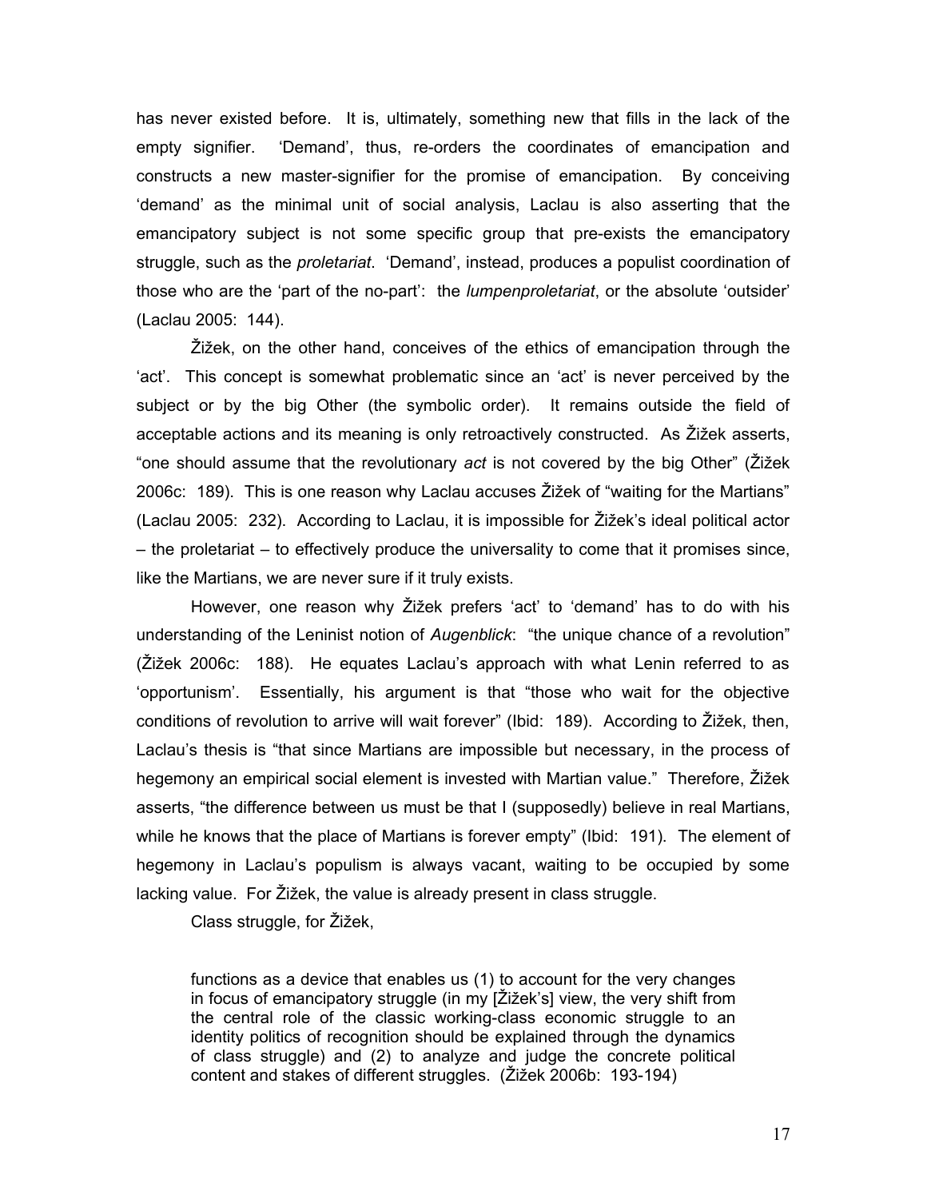has never existed before. It is, ultimately, something new that fills in the lack of the empty signifier. 'Demand', thus, re-orders the coordinates of emancipation and constructs a new master-signifier for the promise of emancipation. By conceiving 'demand' as the minimal unit of social analysis, Laclau is also asserting that the emancipatory subject is not some specific group that pre-exists the emancipatory struggle, such as the *proletariat*. 'Demand', instead, produces a populist coordination of those who are the 'part of the no-part': the *lumpenproletariat*, or the absolute 'outsider' (Laclau 2005: 144).

Žižek, on the other hand, conceives of the ethics of emancipation through the 'act'. This concept is somewhat problematic since an 'act' is never perceived by the subject or by the big Other (the symbolic order). It remains outside the field of acceptable actions and its meaning is only retroactively constructed. As Žižek asserts, "one should assume that the revolutionary *act* is not covered by the big Other" (Žižek 2006c: 189). This is one reason why Laclau accuses Žižek of "waiting for the Martians" (Laclau 2005: 232). According to Laclau, it is impossible for Žižek's ideal political actor – the proletariat – to effectively produce the universality to come that it promises since, like the Martians, we are never sure if it truly exists.

However, one reason why Žižek prefers 'act' to 'demand' has to do with his understanding of the Leninist notion of *Augenblick*: "the unique chance of a revolution" (Žižek 2006c: 188). He equates Laclau's approach with what Lenin referred to as 'opportunism'. Essentially, his argument is that "those who wait for the objective conditions of revolution to arrive will wait forever" (Ibid: 189). According to Žižek, then, Laclau's thesis is "that since Martians are impossible but necessary, in the process of hegemony an empirical social element is invested with Martian value." Therefore, Žižek asserts, "the difference between us must be that I (supposedly) believe in real Martians, while he knows that the place of Martians is forever empty" (Ibid: 191). The element of hegemony in Laclau's populism is always vacant, waiting to be occupied by some lacking value. For Žižek, the value is already present in class struggle.

Class struggle, for Žižek,

> functions as a device that enables us (1) to account for the very changes in focus of emancipatory struggle (in my [Žižek's] view, the very shift from the central role of the classic working-class economic struggle to an identity politics of recognition should be explained through the dynamics of class struggle) and (2) to analyze and judge the concrete political content and stakes of different struggles. (Žižek 2006b: 193-194)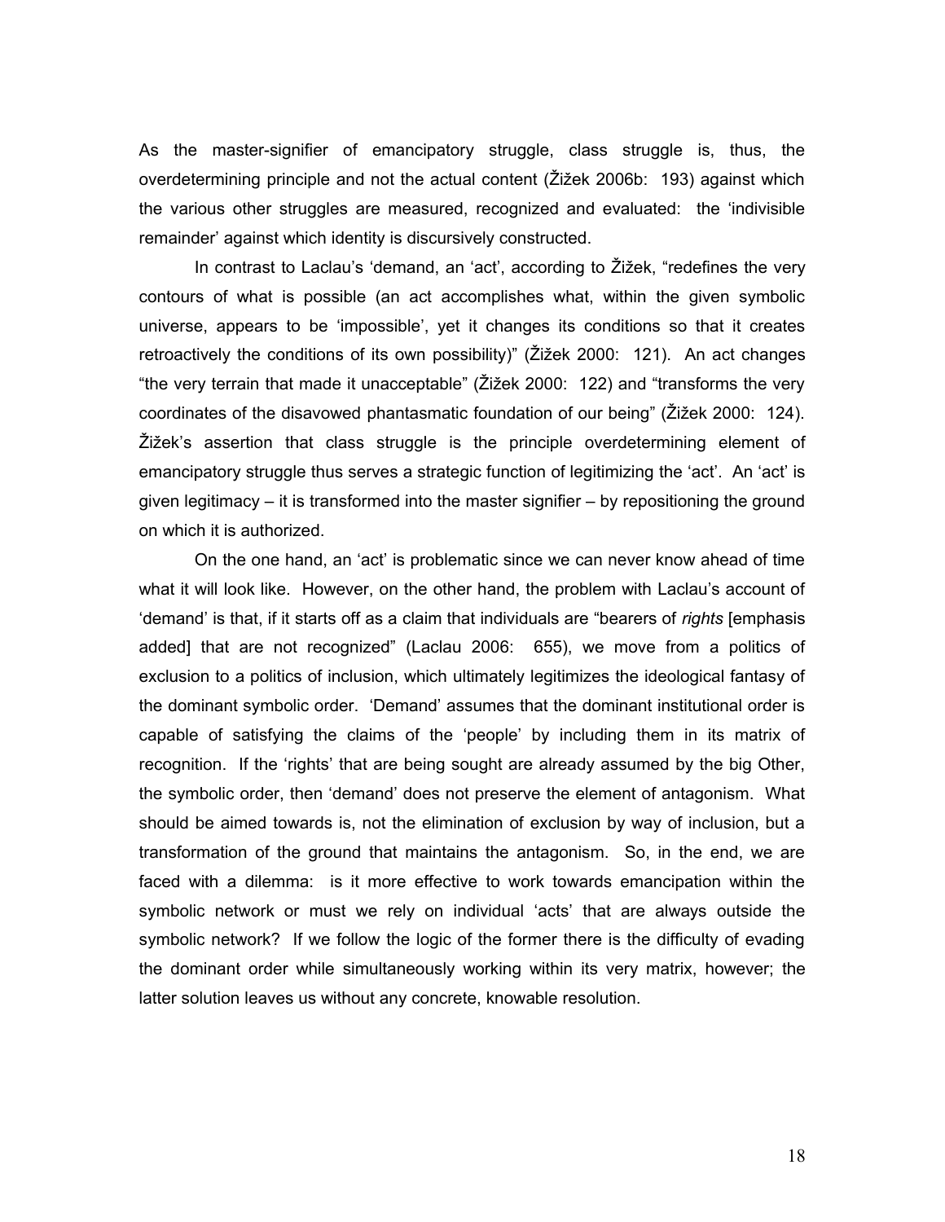As the master-signifier of emancipatory struggle, class struggle is, thus, the overdetermining principle and not the actual content (Žižek 2006b: 193) against which the various other struggles are measured, recognized and evaluated: the 'indivisible remainder' against which identity is discursively constructed.

In contrast to Laclau's 'demand, an 'act', according to Žižek, "redefines the very contours of what is possible (an act accomplishes what, within the given symbolic universe, appears to be 'impossible', yet it changes its conditions so that it creates retroactively the conditions of its own possibility)" (Žižek 2000: 121). An act changes "the very terrain that made it unacceptable" (Žižek 2000: 122) and "transforms the very coordinates of the disavowed phantasmatic foundation of our being" (Žižek 2000: 124). Žižek's assertion that class struggle is the principle overdetermining element of emancipatory struggle thus serves a strategic function of legitimizing the 'act'. An 'act' is given legitimacy – it is transformed into the master signifier – by repositioning the ground on which it is authorized.

On the one hand, an 'act' is problematic since we can never know ahead of time what it will look like. However, on the other hand, the problem with Laclau's account of 'demand' is that, if it starts off as a claim that individuals are "bearers of *rights* [emphasis added] that are not recognized" (Laclau 2006: 655), we move from a politics of exclusion to a politics of inclusion, which ultimately legitimizes the ideological fantasy of the dominant symbolic order. 'Demand' assumes that the dominant institutional order is capable of satisfying the claims of the 'people' by including them in its matrix of recognition. If the 'rights' that are being sought are already assumed by the big Other, the symbolic order, then 'demand' does not preserve the element of antagonism. What should be aimed towards is, not the elimination of exclusion by way of inclusion, but a transformation of the ground that maintains the antagonism. So, in the end, we are faced with a dilemma: is it more effective to work towards emancipation within the symbolic network or must we rely on individual 'acts' that are always outside the symbolic network? If we follow the logic of the former there is the difficulty of evading the dominant order while simultaneously working within its very matrix, however; the latter solution leaves us without any concrete, knowable resolution.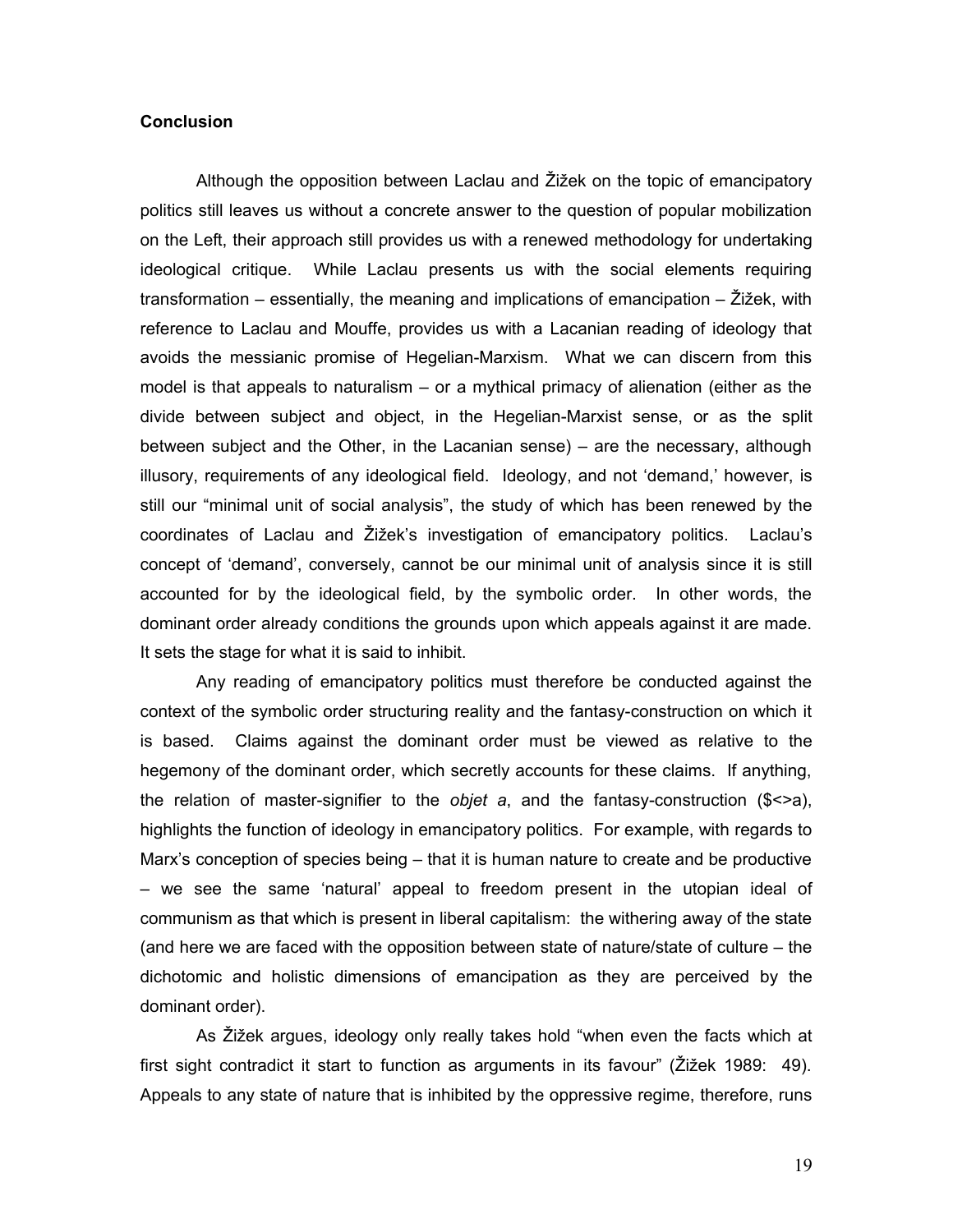### Conclusion

Although the opposition between Laclau and Žižek on the topic of emancipatory politics still leaves us without a concrete answer to the question of popular mobilization on the Left, their approach still provides us with a renewed methodology for undertaking ideological critique. While Laclau presents us with the social elements requiring transformation – essentially, the meaning and implications of emancipation – Žižek, with reference to Laclau and Mouffe, provides us with a Lacanian reading of ideology that avoids the messianic promise of Hegelian-Marxism. What we can discern from this model is that appeals to naturalism – or a mythical primacy of alienation (either as the divide between subject and object, in the Hegelian-Marxist sense, or as the split between subject and the Other, in the Lacanian sense) – are the necessary, although illusory, requirements of any ideological field. Ideology, and not 'demand,' however, is still our "minimal unit of social analysis", the study of which has been renewed by the coordinates of Laclau and Žižek's investigation of emancipatory politics. Laclau's concept of 'demand', conversely, cannot be our minimal unit of analysis since it is still accounted for by the ideological field, by the symbolic order. In other words, the dominant order already conditions the grounds upon which appeals against it are made. It sets the stage for what it is said to inhibit.

Any reading of emancipatory politics must therefore be conducted against the context of the symbolic order structuring reality and the fantasy-construction on which it is based. Claims against the dominant order must be viewed as relative to the hegemony of the dominant order, which secretly accounts for these claims. If anything, the relation of master-signifier to the *objet a*, and the fantasy-construction ($<>a), highlights the function of ideology in emancipatory politics. For example, with regards to Marx's conception of species being – that it is human nature to create and be productive – we see the same 'natural' appeal to freedom present in the utopian ideal of communism as that which is present in liberal capitalism: the withering away of the state (and here we are faced with the opposition between state of nature/state of culture – the dichotomic and holistic dimensions of emancipation as they are perceived by the dominant order).

As Žižek argues, ideology only really takes hold "when even the facts which at first sight contradict it start to function as arguments in its favour" (Žižek 1989: 49). Appeals to any state of nature that is inhibited by the oppressive regime, therefore, runs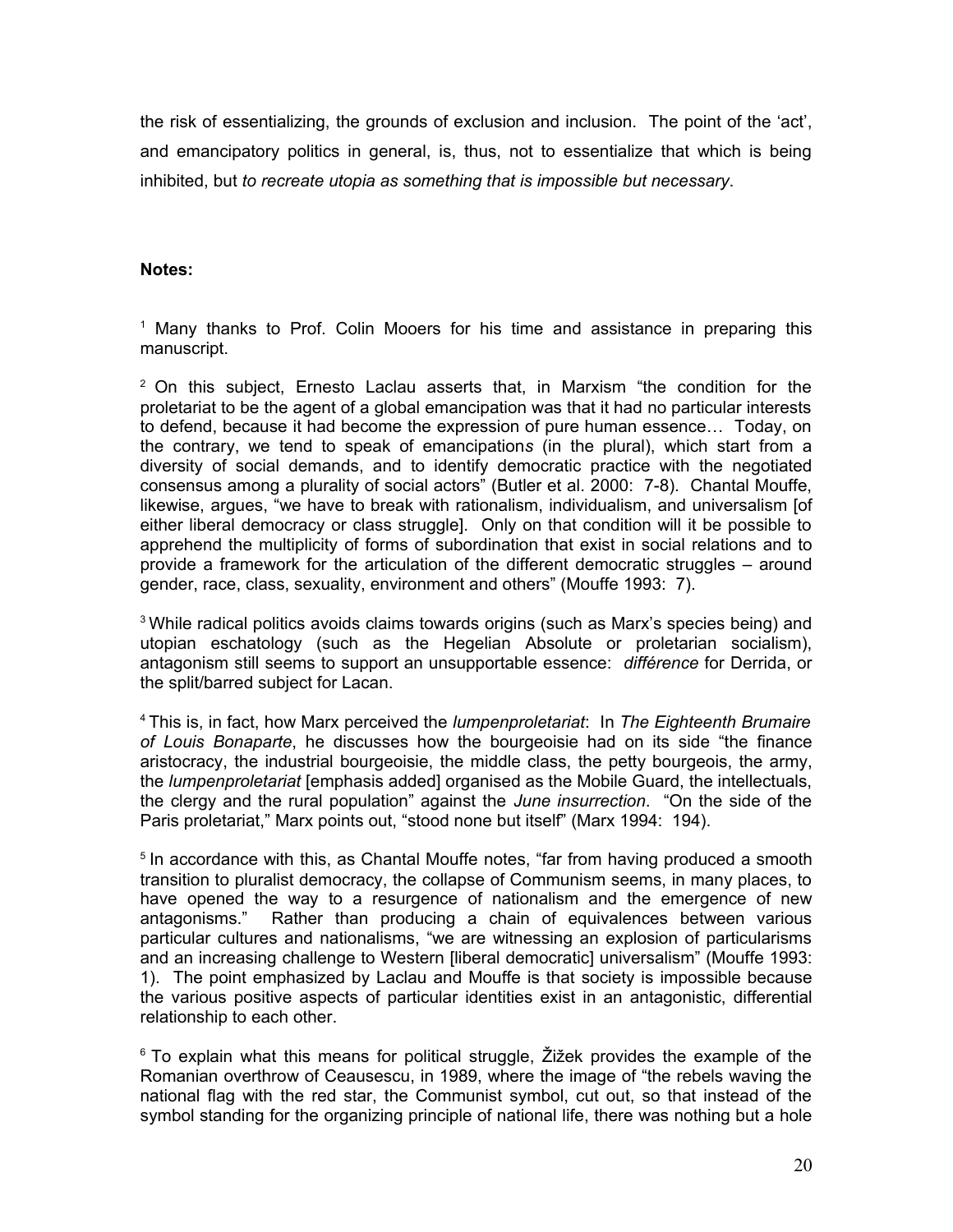the risk of essentializing, the grounds of exclusion and inclusion. The point of the 'act', and emancipatory politics in general, is, thus, not to essentialize that which is being inhibited, but *to recreate utopia as something that is impossible but necessary*.

**Notes:**

[1] Many thanks to Prof. Colin Mooers for his time and assistance in preparing this manuscript.

[2] On this subject, Ernesto Laclau asserts that, in Marxism "the condition for the proletariat to be the agent of a global emancipation was that it had no particular interests to defend, because it had become the expression of pure human essence… Today, on the contrary, we tend to speak of emancipation*s* (in the plural), which start from a diversity of social demands, and to identify democratic practice with the negotiated consensus among a plurality of social actors" (Butler et al. 2000: 7-8). Chantal Mouffe, likewise, argues, "we have to break with rationalism, individualism, and universalism [of either liberal democracy or class struggle]. Only on that condition will it be possible to apprehend the multiplicity of forms of subordination that exist in social relations and to provide a framework for the articulation of the different democratic struggles – around gender, race, class, sexuality, environment and others" (Mouffe 1993: 7).

[3] While radical politics avoids claims towards origins (such as Marx's species being) and utopian eschatology (such as the Hegelian Absolute or proletarian socialism), antagonism still seems to support an unsupportable essence: *différence* for Derrida, or the split/barred subject for Lacan.

[4] This is, in fact, how Marx perceived the *lumpenproletariat*: In *The Eighteenth Brumaire of Louis Bonaparte*, he discusses how the bourgeoisie had on its side "the finance aristocracy, the industrial bourgeoisie, the middle class, the petty bourgeois, the army, the *lumpenproletariat* [emphasis added] organised as the Mobile Guard, the intellectuals, the clergy and the rural population" against the *June insurrection*. "On the side of the Paris proletariat," Marx points out, "stood none but itself" (Marx 1994: 194).

[5] In accordance with this, as Chantal Mouffe notes, "far from having produced a smooth transition to pluralist democracy, the collapse of Communism seems, in many places, to have opened the way to a resurgence of nationalism and the emergence of new antagonisms." Rather than producing a chain of equivalences between various particular cultures and nationalisms, "we are witnessing an explosion of particularisms and an increasing challenge to Western [liberal democratic] universalism" (Mouffe 1993: 1). The point emphasized by Laclau and Mouffe is that society is impossible because the various positive aspects of particular identities exist in an antagonistic, differential relationship to each other.

[6] To explain what this means for political struggle, Žižek provides the example of the Romanian overthrow of Ceausescu, in 1989, where the image of "the rebels waving the national flag with the red star, the Communist symbol, cut out, so that instead of the symbol standing for the organizing principle of national life, there was nothing but a hole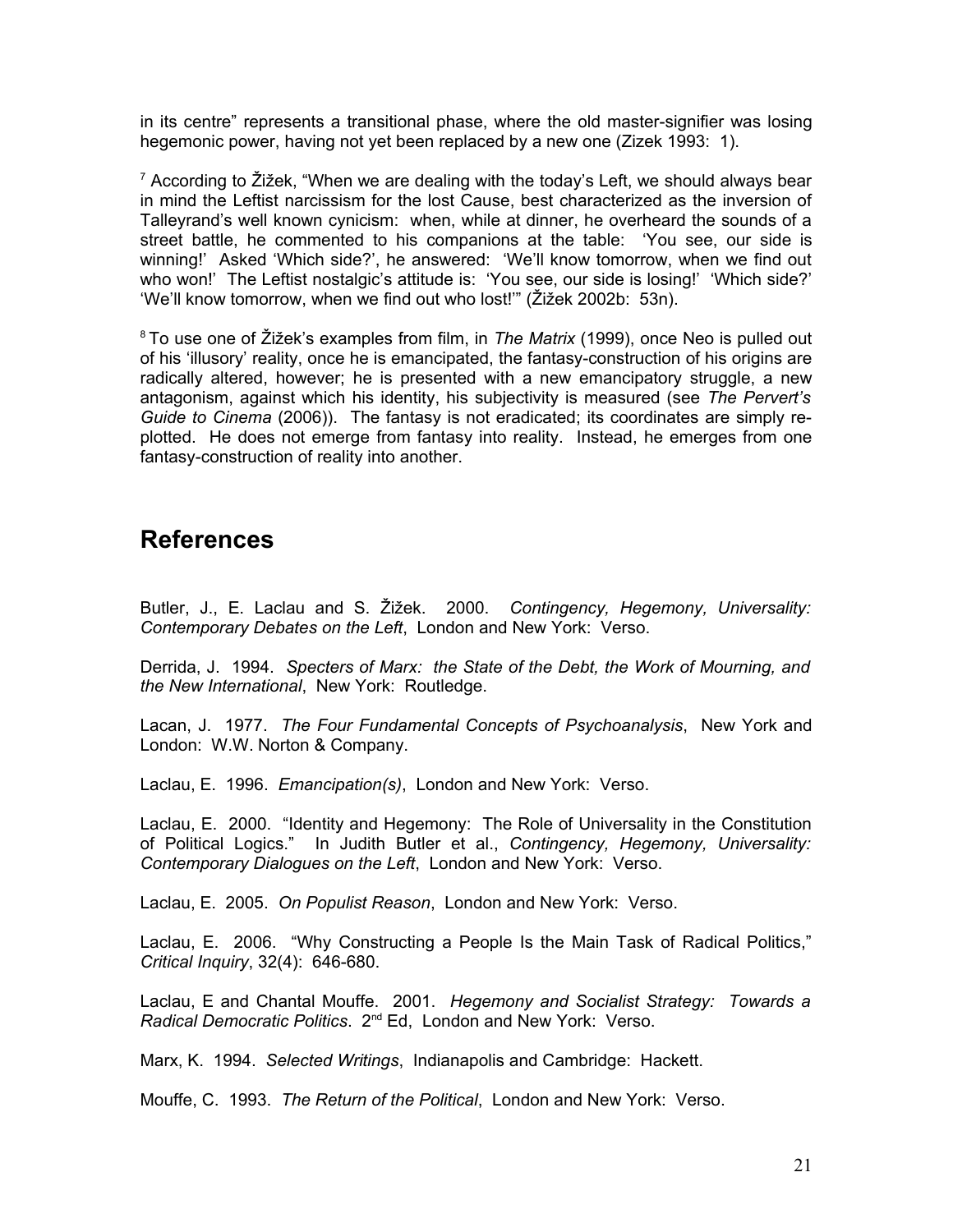in its centre" represents a transitional phase, where the old master-signifier was losing hegemonic power, having not yet been replaced by a new one (Zizek 1993: 1).

[7] According to Žižek, "When we are dealing with the today's Left, we should always bear in mind the Leftist narcissism for the lost Cause, best characterized as the inversion of Talleyrand's well known cynicism: when, while at dinner, he overheard the sounds of a street battle, he commented to his companions at the table: 'You see, our side is winning!' Asked 'Which side?', he answered: 'We'll know tomorrow, when we find out who won!' The Leftist nostalgic's attitude is: 'You see, our side is losing!' 'Which side?' 'We'll know tomorrow, when we find out who lost!'" (Žižek 2002b: 53n).

[8] To use one of Žižek's examples from film, in *The Matrix* (1999), once Neo is pulled out of his 'illusory' reality, once he is emancipated, the fantasy-construction of his origins are radically altered, however; he is presented with a new emancipatory struggle, a new antagonism, against which his identity, his subjectivity is measured (see *The Pervert's Guide to Cinema* (2006)). The fantasy is not eradicated; its coordinates are simply re-plotted. He does not emerge from fantasy into reality. Instead, he emerges from one fantasy-construction of reality into another.

## References

Butler, J., E. Laclau and S. Žižek. 2000. *Contingency, Hegemony, Universality: Contemporary Debates on the Left*, London and New York: Verso.

Derrida, J. 1994. *Specters of Marx: the State of the Debt, the Work of Mourning, and the New International*, New York: Routledge.

Lacan, J. 1977. *The Four Fundamental Concepts of Psychoanalysis*, New York and London: W.W. Norton & Company.

Laclau, E. 1996. *Emancipation(s)*, London and New York: Verso.

Laclau, E. 2000. "Identity and Hegemony: The Role of Universality in the Constitution of Political Logics." In Judith Butler et al., *Contingency, Hegemony, Universality: Contemporary Dialogues on the Left*, London and New York: Verso.

Laclau, E. 2005. *On Populist Reason*, London and New York: Verso.

Laclau, E. 2006. "Why Constructing a People Is the Main Task of Radical Politics," *Critical Inquiry*, 32(4): 646-680.

Laclau, E and Chantal Mouffe. 2001. *Hegemony and Socialist Strategy: Towards a Radical Democratic Politics*. 2nd Ed, London and New York: Verso.

Marx, K. 1994. *Selected Writings*, Indianapolis and Cambridge: Hackett.

Mouffe, C. 1993. *The Return of the Political*, London and New York: Verso.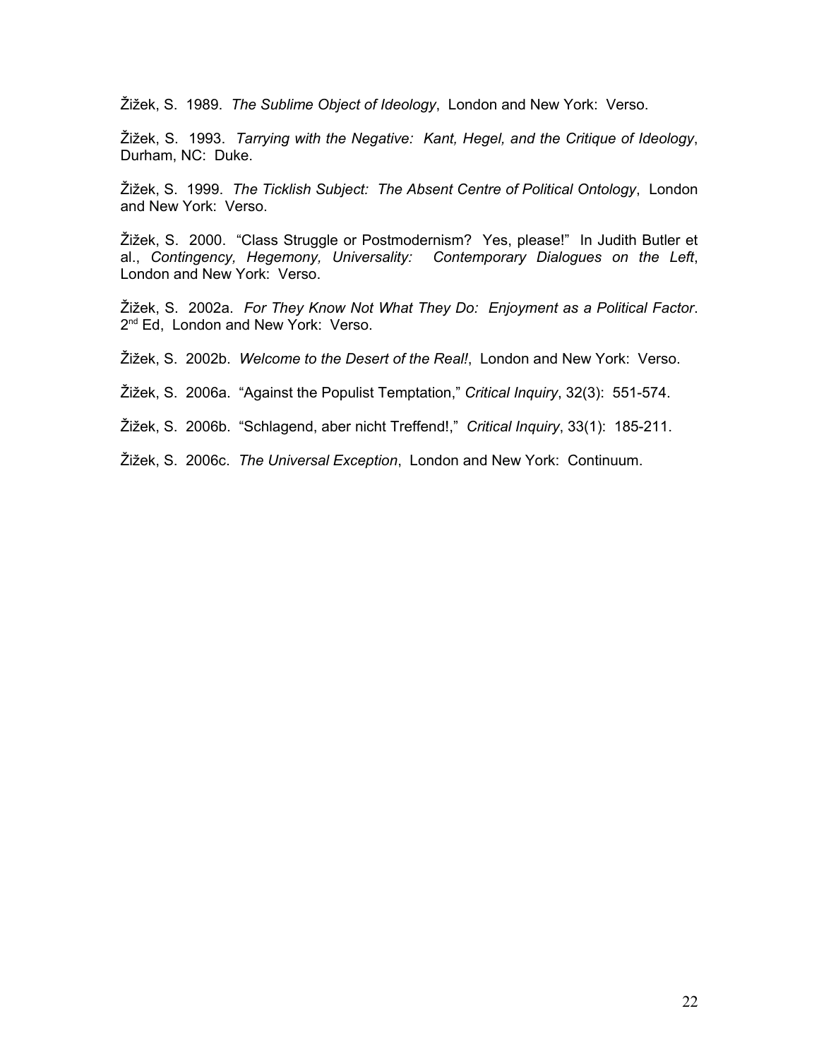Žižek, S. 1989. *The Sublime Object of Ideology*, London and New York: Verso.

Žižek, S. 1993. *Tarrying with the Negative: Kant, Hegel, and the Critique of Ideology*, Durham, NC: Duke.

Žižek, S. 1999. *The Ticklish Subject: The Absent Centre of Political Ontology*, London and New York: Verso.

Žižek, S. 2000. "Class Struggle or Postmodernism? Yes, please!" In Judith Butler et al., *Contingency, Hegemony, Universality: Contemporary Dialogues on the Left*, London and New York: Verso.

Žižek, S. 2002a. *For They Know Not What They Do: Enjoyment as a Political Factor*. 2nd Ed, London and New York: Verso.

Žižek, S. 2002b. *Welcome to the Desert of the Real!*, London and New York: Verso.

Žižek, S. 2006a. "Against the Populist Temptation," *Critical Inquiry*, 32(3): 551-574.

Žižek, S. 2006b. "Schlagend, aber nicht Treffend!," *Critical Inquiry*, 33(1): 185-211.

Žižek, S. 2006c. *The Universal Exception*, London and New York: Continuum.